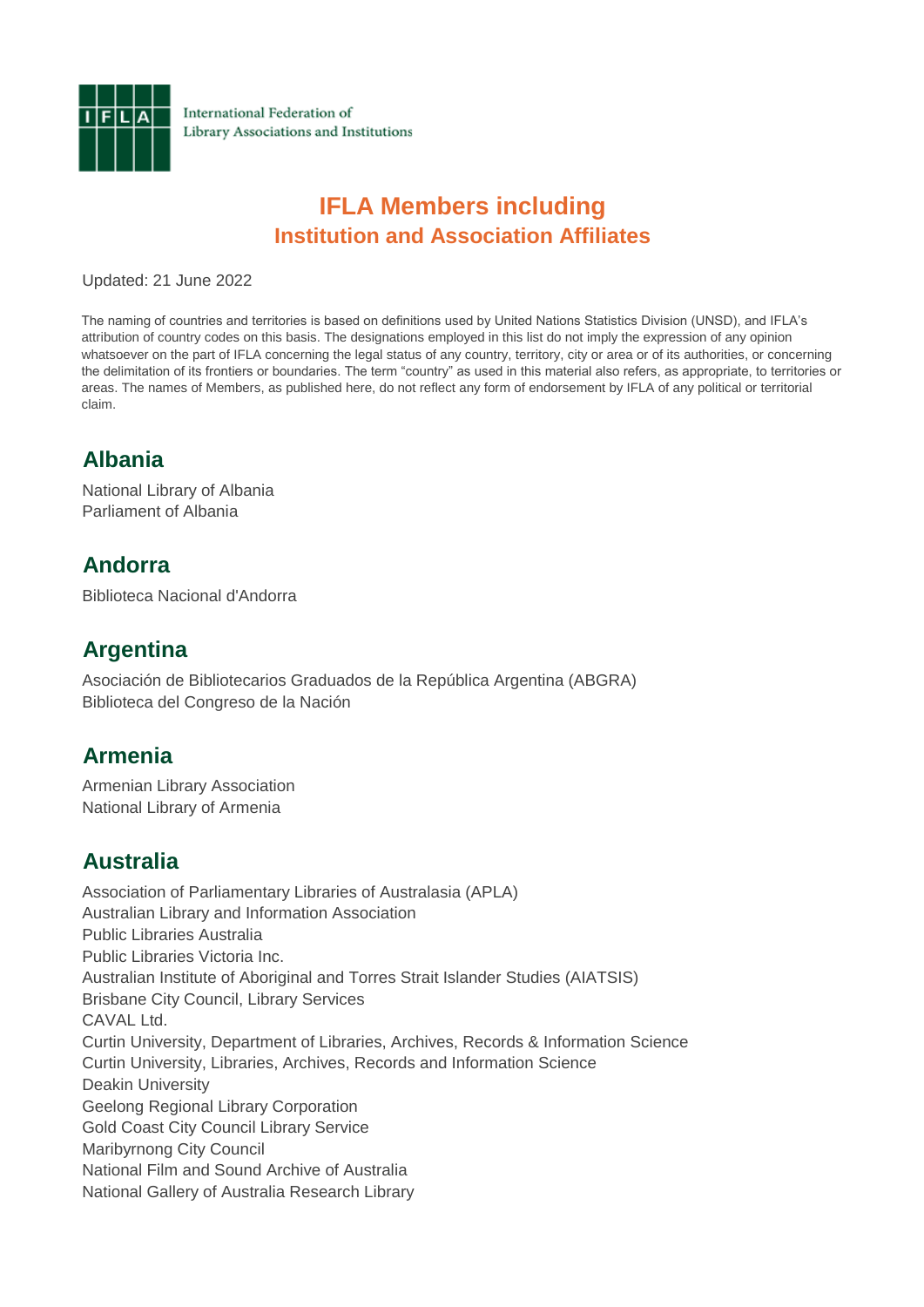International Federation of Library Associations and Institutions

# IFLA Members including
## Institution and Association Affiliates

Updated: 21 June 2022

The naming of countries and territories is based on definitions used by United Nations Statistics Division (UNSD), and IFLA's attribution of country codes on this basis. The designations employed in this list do not imply the expression of any opinion whatsoever on the part of IFLA concerning the legal status of any country, territory, city or area or of its authorities, or concerning the delimitation of its frontiers or boundaries. The term "country" as used in this material also refers, as appropriate, to territories or areas. The names of Members, as published here, do not reflect any form of endorsement by IFLA of any political or territorial claim.

## Albania

National Library of Albania
Parliament of Albania

## Andorra

Biblioteca Nacional d'Andorra

## Argentina

Asociación de Bibliotecarios Graduados de la República Argentina (ABGRA)
Biblioteca del Congreso de la Nación

## Armenia

Armenian Library Association
National Library of Armenia

## Australia

Association of Parliamentary Libraries of Australasia (APLA)
Australian Library and Information Association
Public Libraries Australia
Public Libraries Victoria Inc.
Australian Institute of Aboriginal and Torres Strait Islander Studies (AIATSIS)
Brisbane City Council, Library Services
CAVAL Ltd.
Curtin University, Department of Libraries, Archives, Records & Information Science
Curtin University, Libraries, Archives, Records and Information Science
Deakin University
Geelong Regional Library Corporation
Gold Coast City Council Library Service
Maribyrnong City Council
National Film and Sound Archive of Australia
National Gallery of Australia Research Library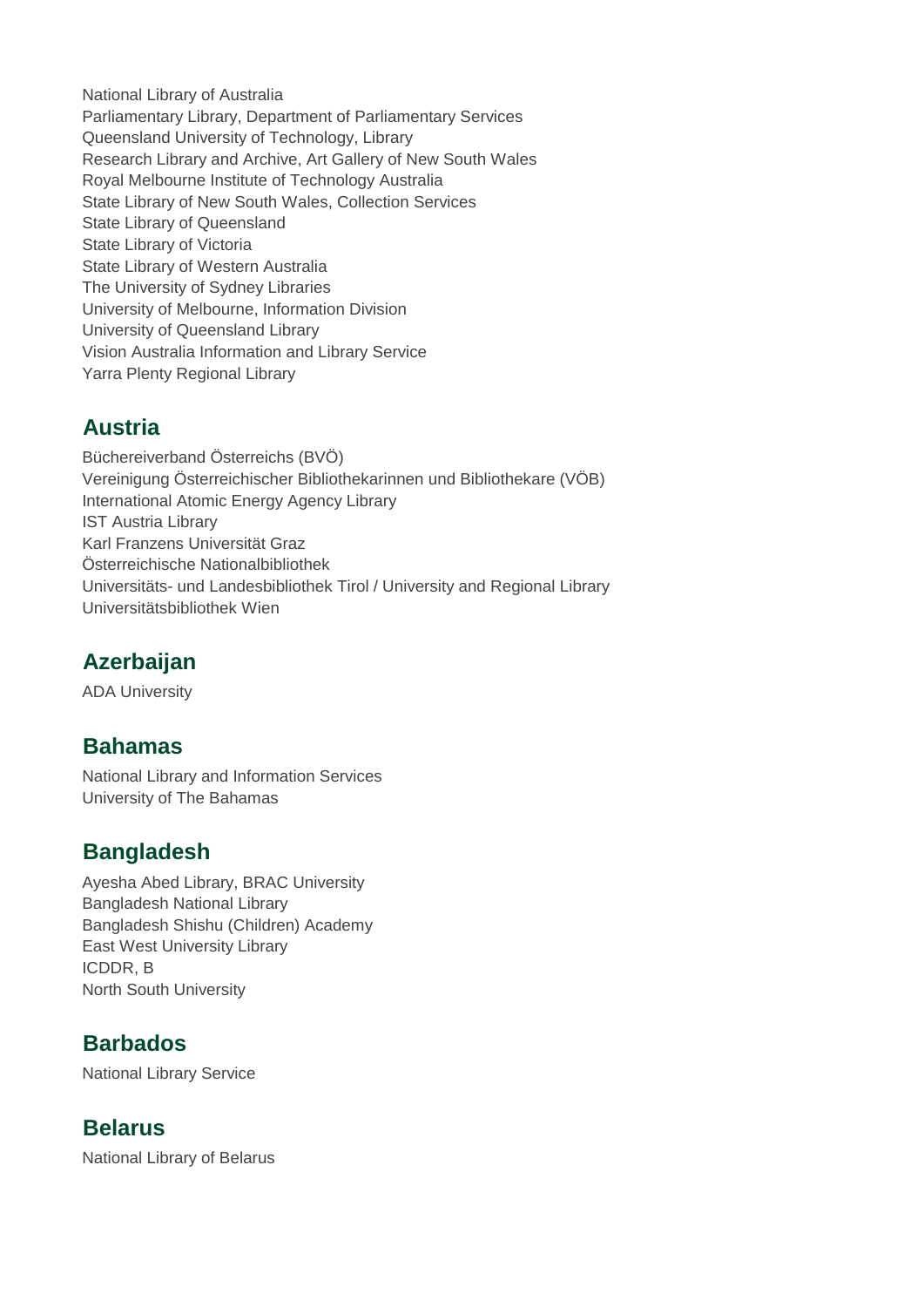National Library of Australia
Parliamentary Library, Department of Parliamentary Services
Queensland University of Technology, Library
Research Library and Archive, Art Gallery of New South Wales
Royal Melbourne Institute of Technology Australia
State Library of New South Wales, Collection Services
State Library of Queensland
State Library of Victoria
State Library of Western Australia
The University of Sydney Libraries
University of Melbourne, Information Division
University of Queensland Library
Vision Australia Information and Library Service
Yarra Plenty Regional Library

## Austria

Büchereiverband Österreichs (BVÖ)
Vereinigung Österreichischer Bibliothekarinnen und Bibliothekare (VÖB)
International Atomic Energy Agency Library
IST Austria Library
Karl Franzens Universität Graz
Österreichische Nationalbibliothek
Universitäts- und Landesbibliothek Tirol / University and Regional Library
Universitätsbibliothek Wien

## Azerbaijan

ADA University

## Bahamas

National Library and Information Services
University of The Bahamas

## Bangladesh

Ayesha Abed Library, BRAC University
Bangladesh National Library
Bangladesh Shishu (Children) Academy
East West University Library
ICDDR, B
North South University

## Barbados

National Library Service

## Belarus

National Library of Belarus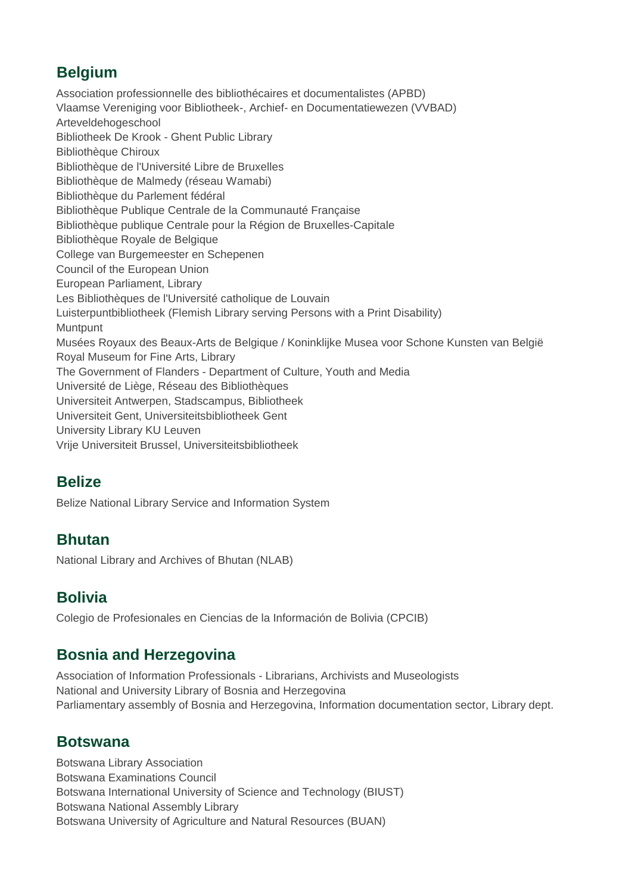## Belgium

Association professionnelle des bibliothécaires et documentalistes (APBD)
Vlaamse Vereniging voor Bibliotheek-, Archief- en Documentatiewezen (VVBAD)
Arteveldehogeschool
Bibliotheek De Krook - Ghent Public Library
Bibliothèque Chiroux
Bibliothèque de l'Université Libre de Bruxelles
Bibliothèque de Malmedy (réseau Wamabi)
Bibliothèque du Parlement fédéral
Bibliothèque Publique Centrale de la Communauté Française
Bibliothèque publique Centrale pour la Région de Bruxelles-Capitale
Bibliothèque Royale de Belgique
College van Burgemeester en Schepenen
Council of the European Union
European Parliament, Library
Les Bibliothèques de l'Université catholique de Louvain
Luisterpuntbibliotheek (Flemish Library serving Persons with a Print Disability)
Muntpunt
Musées Royaux des Beaux-Arts de Belgique / Koninklijke Musea voor Schone Kunsten van België
Royal Museum for Fine Arts, Library
The Government of Flanders - Department of Culture, Youth and Media
Université de Liège, Réseau des Bibliothèques
Universiteit Antwerpen, Stadscampus, Bibliotheek
Universiteit Gent, Universiteitsbibliotheek Gent
University Library KU Leuven
Vrije Universiteit Brussel, Universiteitsbibliotheek

## Belize

Belize National Library Service and Information System

## Bhutan

National Library and Archives of Bhutan (NLAB)

## Bolivia

Colegio de Profesionales en Ciencias de la Información de Bolivia (CPCIB)

## Bosnia and Herzegovina

Association of Information Professionals - Librarians, Archivists and Museologists
National and University Library of Bosnia and Herzegovina
Parliamentary assembly of Bosnia and Herzegovina, Information documentation sector, Library dept.

## Botswana

Botswana Library Association
Botswana Examinations Council
Botswana International University of Science and Technology (BIUST)
Botswana National Assembly Library
Botswana University of Agriculture and Natural Resources (BUAN)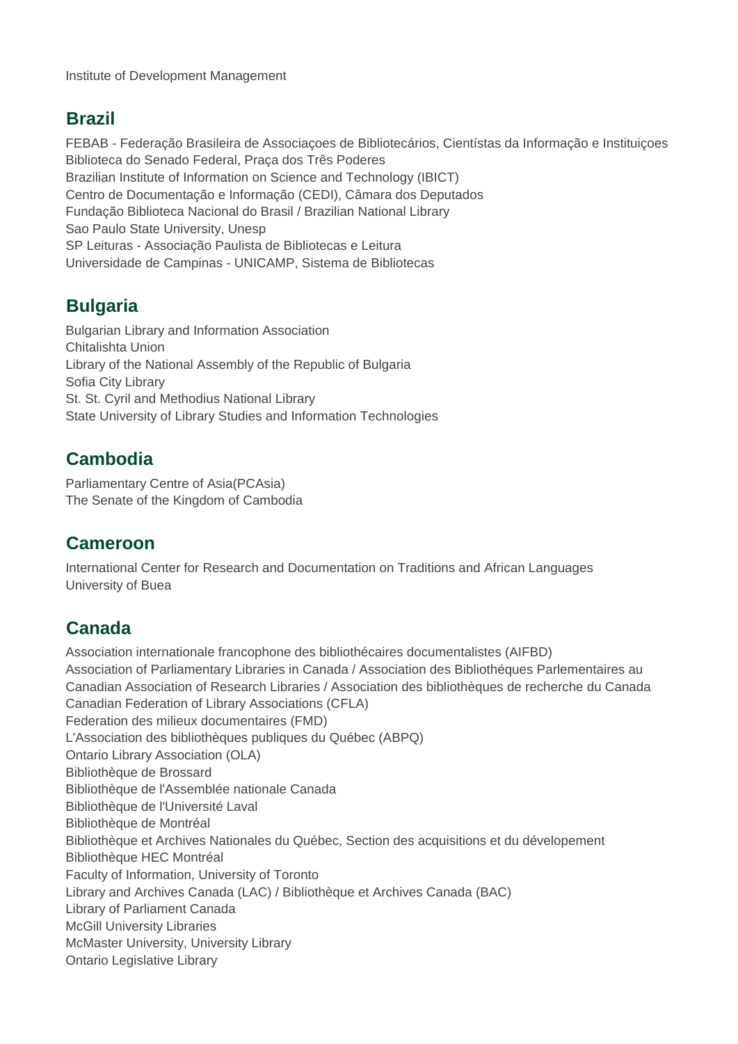Institute of Development Management

## Brazil

FEBAB - Federação Brasileira de Associaçoes de Bibliotecários, Científstas da Informação e Instituiçoes
Biblioteca do Senado Federal, Praça dos Três Poderes
Brazilian Institute of Information on Science and Technology (IBICT)
Centro de Documentação e Informação (CEDI), Câmara dos Deputados
Fundação Biblioteca Nacional do Brasil / Brazilian National Library
Sao Paulo State University, Unesp
SP Leituras - Associação Paulista de Bibliotecas e Leitura
Universidade de Campinas - UNICAMP, Sistema de Bibliotecas

## Bulgaria

Bulgarian Library and Information Association
Chitalishta Union
Library of the National Assembly of the Republic of Bulgaria
Sofia City Library
St. St. Cyril and Methodius National Library
State University of Library Studies and Information Technologies

## Cambodia

Parliamentary Centre of Asia(PCAsia)
The Senate of the Kingdom of Cambodia

## Cameroon

International Center for Research and Documentation on Traditions and African Languages
University of Buea

## Canada

Association internationale francophone des bibliothécaires documentalistes (AIFBD)
Association of Parliamentary Libraries in Canada / Association des Bibliothéques Parlementaires au
Canadian Association of Research Libraries / Association des bibliothèques de recherche du Canada
Canadian Federation of Library Associations (CFLA)
Federation des milieux documentaires (FMD)
L'Association des bibliothèques publiques du Québec (ABPQ)
Ontario Library Association (OLA)
Bibliothèque de Brossard
Bibliothèque de l'Assemblée nationale Canada
Bibliothèque de l'Université Laval
Bibliothèque de Montréal
Bibliothèque et Archives Nationales du Québec, Section des acquisitions et du dévelopement
Bibliothèque HEC Montréal
Faculty of Information, University of Toronto
Library and Archives Canada (LAC) / Bibliothèque et Archives Canada (BAC)
Library of Parliament Canada
McGill University Libraries
McMaster University, University Library
Ontario Legislative Library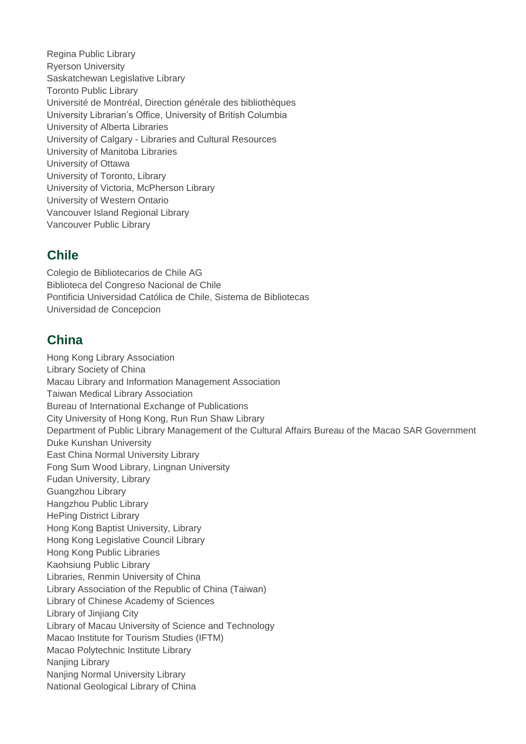Regina Public Library
Ryerson University
Saskatchewan Legislative Library
Toronto Public Library
Université de Montréal, Direction générale des bibliothèques
University Librarian's Office, University of British Columbia
University of Alberta Libraries
University of Calgary - Libraries and Cultural Resources
University of Manitoba Libraries
University of Ottawa
University of Toronto, Library
University of Victoria, McPherson Library
University of Western Ontario
Vancouver Island Regional Library
Vancouver Public Library

## Chile

Colegio de Bibliotecarios de Chile AG
Biblioteca del Congreso Nacional de Chile
Pontificia Universidad Católica de Chile, Sistema de Bibliotecas
Universidad de Concepcion

## China

Hong Kong Library Association
Library Society of China
Macau Library and Information Management Association
Taiwan Medical Library Association
Bureau of International Exchange of Publications
City University of Hong Kong, Run Run Shaw Library
Department of Public Library Management of the Cultural Affairs Bureau of the Macao SAR Government
Duke Kunshan University
East China Normal University Library
Fong Sum Wood Library, Lingnan University
Fudan University, Library
Guangzhou Library
Hangzhou Public Library
HePing District Library
Hong Kong Baptist University, Library
Hong Kong Legislative Council Library
Hong Kong Public Libraries
Kaohsiung Public Library
Libraries, Renmin University of China
Library Association of the Republic of China (Taiwan)
Library of Chinese Academy of Sciences
Library of Jinjiang City
Library of Macau University of Science and Technology
Macao Institute for Tourism Studies (IFTM)
Macao Polytechnic Institute Library
Nanjing Library
Nanjing Normal University Library
National Geological Library of China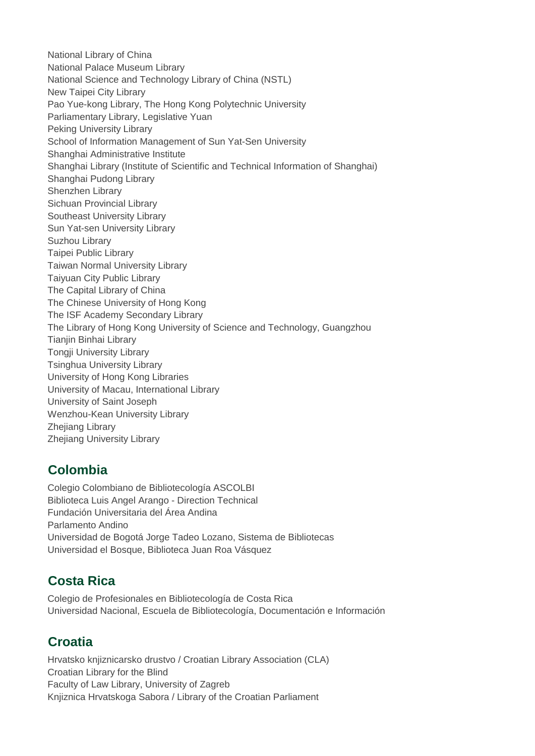National Library of China
National Palace Museum Library
National Science and Technology Library of China (NSTL)
New Taipei City Library
Pao Yue-kong Library, The Hong Kong Polytechnic University
Parliamentary Library, Legislative Yuan
Peking University Library
School of Information Management of Sun Yat-Sen University
Shanghai Administrative Institute
Shanghai Library (Institute of Scientific and Technical Information of Shanghai)
Shanghai Pudong Library
Shenzhen Library
Sichuan Provincial Library
Southeast University Library
Sun Yat-sen University Library
Suzhou Library
Taipei Public Library
Taiwan Normal University Library
Taiyuan City Public Library
The Capital Library of China
The Chinese University of Hong Kong
The ISF Academy Secondary Library
The Library of Hong Kong University of Science and Technology, Guangzhou
Tianjin Binhai Library
Tongji University Library
Tsinghua University Library
University of Hong Kong Libraries
University of Macau, International Library
University of Saint Joseph
Wenzhou-Kean University Library
Zhejiang Library
Zhejiang University Library

## Colombia

Colegio Colombiano de Bibliotecología ASCOLBI
Biblioteca Luis Angel Arango - Direction Technical
Fundación Universitaria del Área Andina
Parlamento Andino
Universidad de Bogotá Jorge Tadeo Lozano, Sistema de Bibliotecas
Universidad el Bosque, Biblioteca Juan Roa Vásquez

## Costa Rica

Colegio de Profesionales en Bibliotecología de Costa Rica
Universidad Nacional, Escuela de Bibliotecología, Documentación e Información

## Croatia

Hrvatsko knjiznicarsko drustvo / Croatian Library Association (CLA)
Croatian Library for the Blind
Faculty of Law Library, University of Zagreb
Knjiznica Hrvatskoga Sabora / Library of the Croatian Parliament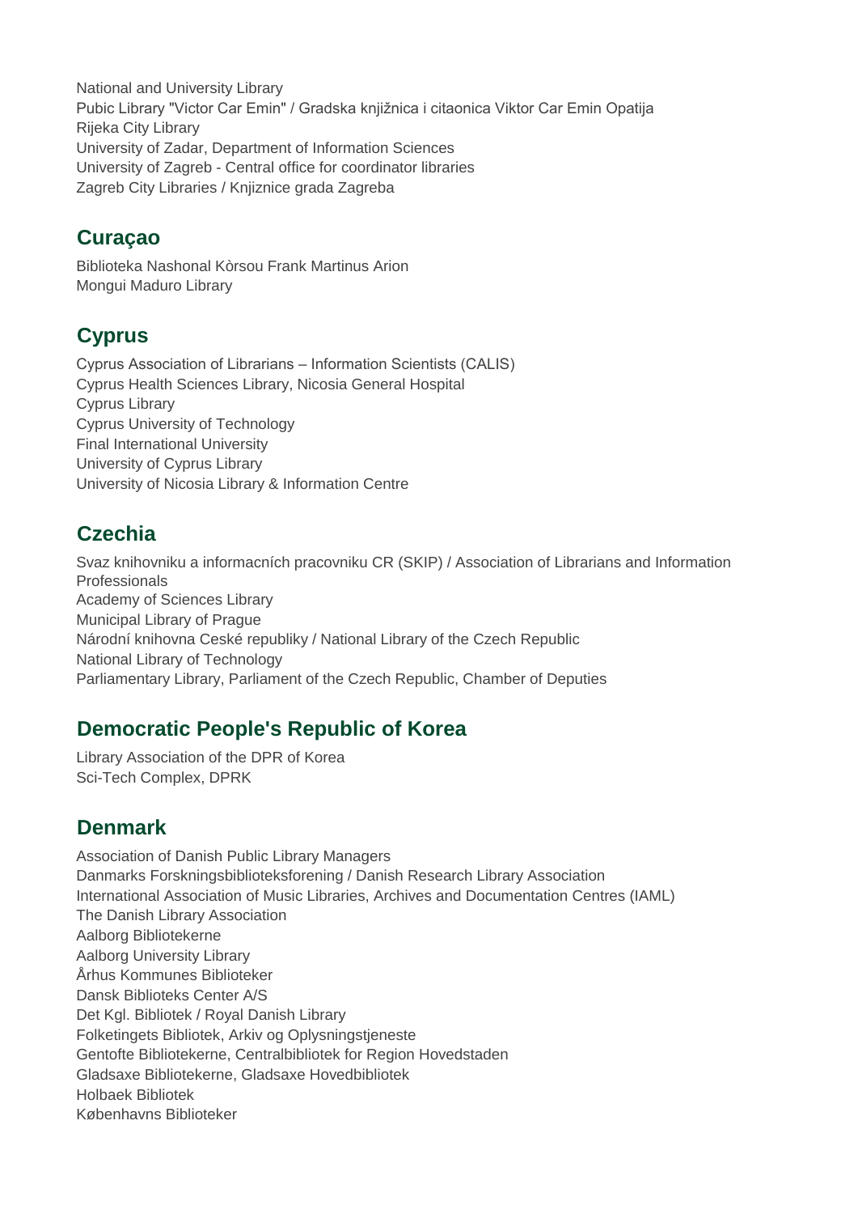National and University Library
Pubic Library "Victor Car Emin" / Gradska knjižnica i citaonica Viktor Car Emin Opatija
Rijeka City Library
University of Zadar, Department of Information Sciences
University of Zagreb - Central office for coordinator libraries
Zagreb City Libraries / Knjiznice grada Zagreba

## Curaçao

Biblioteka Nashonal Kòrsou Frank Martinus Arion
Mongui Maduro Library

## Cyprus

Cyprus Association of Librarians – Information Scientists (CALIS)
Cyprus Health Sciences Library, Nicosia General Hospital
Cyprus Library
Cyprus University of Technology
Final International University
University of Cyprus Library
University of Nicosia Library & Information Centre

## Czechia

Svaz knihovniku a informacních pracovniku CR (SKIP) / Association of Librarians and Information Professionals
Academy of Sciences Library
Municipal Library of Prague
Národní knihovna Ceské republiky / National Library of the Czech Republic
National Library of Technology
Parliamentary Library, Parliament of the Czech Republic, Chamber of Deputies

## Democratic People's Republic of Korea

Library Association of the DPR of Korea
Sci-Tech Complex, DPRK

## Denmark

Association of Danish Public Library Managers
Danmarks Forskningsbiblioteksforening / Danish Research Library Association
International Association of Music Libraries, Archives and Documentation Centres (IAML)
The Danish Library Association
Aalborg Bibliotekerne
Aalborg University Library
Århus Kommunes Biblioteker
Dansk Biblioteks Center A/S
Det Kgl. Bibliotek / Royal Danish Library
Folketingets Bibliotek, Arkiv og Oplysningstjeneste
Gentofte Bibliotekerne, Centralbibliotek for Region Hovedstaden
Gladsaxe Bibliotekerne, Gladsaxe Hovedbibliotek
Holbaek Bibliotek
Københavns Biblioteker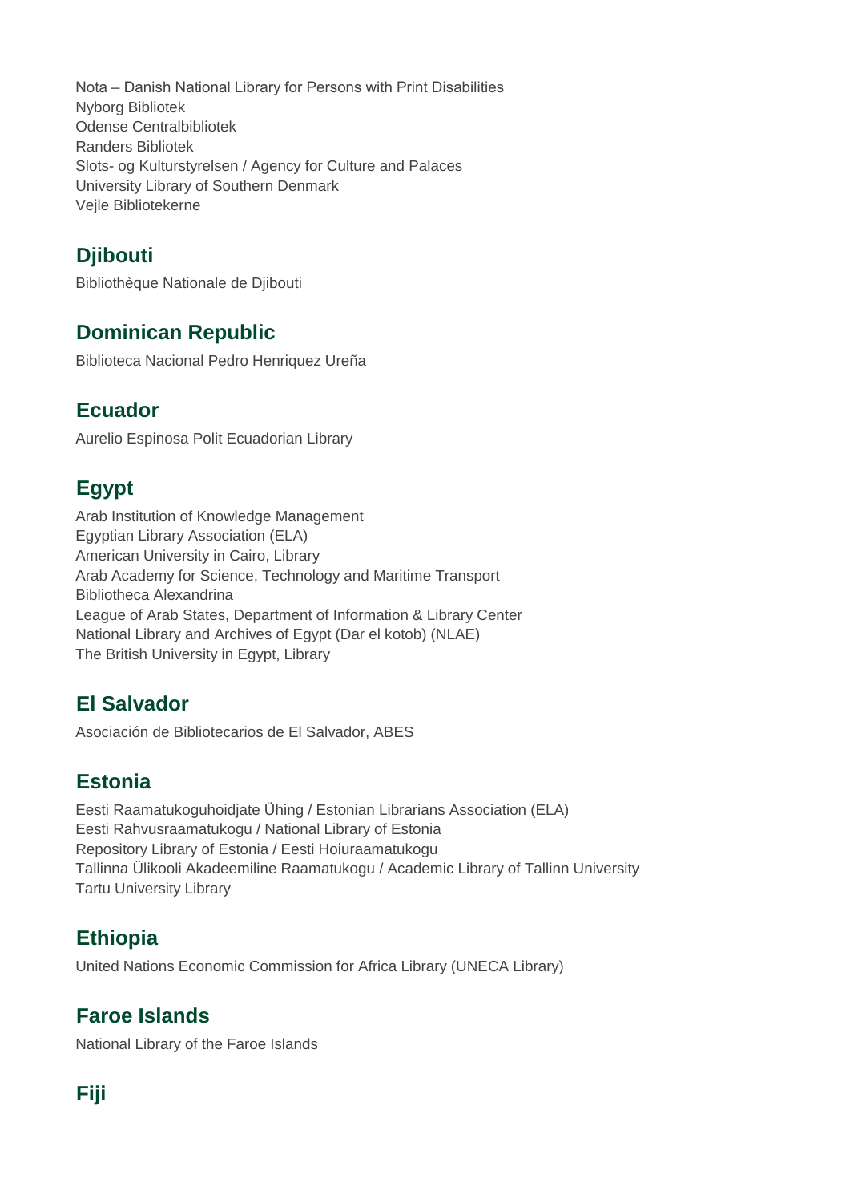Nota – Danish National Library for Persons with Print Disabilities
Nyborg Bibliotek
Odense Centralbibliotek
Randers Bibliotek
Slots- og Kulturstyrelsen / Agency for Culture and Palaces
University Library of Southern Denmark
Vejle Bibliotekerne

## Djibouti

Bibliothèque Nationale de Djibouti

## Dominican Republic

Biblioteca Nacional Pedro Henriquez Ureña

## Ecuador

Aurelio Espinosa Polit Ecuadorian Library

## Egypt

Arab Institution of Knowledge Management
Egyptian Library Association (ELA)
American University in Cairo, Library
Arab Academy for Science, Technology and Maritime Transport
Bibliotheca Alexandrina
League of Arab States, Department of Information & Library Center
National Library and Archives of Egypt (Dar el kotob) (NLAE)
The British University in Egypt, Library

## El Salvador

Asociación de Bibliotecarios de El Salvador, ABES

## Estonia

Eesti Raamatukoguhoidjate Ühing / Estonian Librarians Association (ELA)
Eesti Rahvusraamatukogu / National Library of Estonia
Repository Library of Estonia / Eesti Hoiuraamatukogu
Tallinna Ülikooli Akadeemiline Raamatukogu / Academic Library of Tallinn University
Tartu University Library

## Ethiopia

United Nations Economic Commission for Africa Library (UNECA Library)

## Faroe Islands

National Library of the Faroe Islands

## Fiji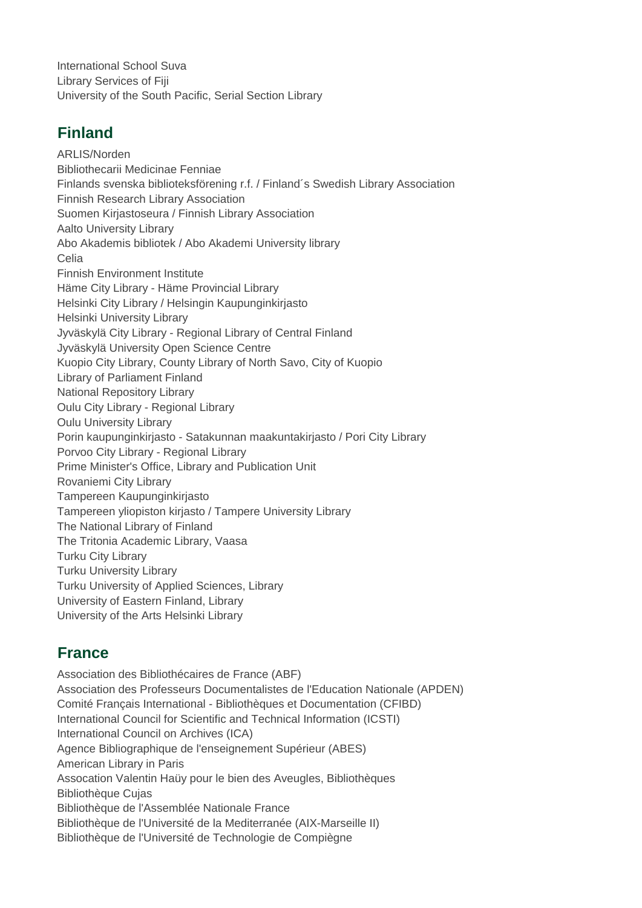International School Suva
Library Services of Fiji
University of the South Pacific, Serial Section Library

## Finland

ARLIS/Norden
Bibliothecarii Medicinae Fenniae
Finlands svenska biblioteksförening r.f. / Finland´s Swedish Library Association
Finnish Research Library Association
Suomen Kirjastoseura / Finnish Library Association
Aalto University Library
Abo Akademis bibliotek / Abo Akademi University library
Celia
Finnish Environment Institute
Häme City Library - Häme Provincial Library
Helsinki City Library / Helsingin Kaupunginkirjasto
Helsinki University Library
Jyväskylä City Library - Regional Library of Central Finland
Jyväskylä University Open Science Centre
Kuopio City Library, County Library of North Savo, City of Kuopio
Library of Parliament Finland
National Repository Library
Oulu City Library - Regional Library
Oulu University Library
Porin kaupunginkirjasto - Satakunnan maakuntakirjasto / Pori City Library
Porvoo City Library - Regional Library
Prime Minister's Office, Library and Publication Unit
Rovaniemi City Library
Tampereen Kaupunginkirjasto
Tampereen yliopiston kirjasto / Tampere University Library
The National Library of Finland
The Tritonia Academic Library, Vaasa
Turku City Library
Turku University Library
Turku University of Applied Sciences, Library
University of Eastern Finland, Library
University of the Arts Helsinki Library

## France

Association des Bibliothécaires de France (ABF)
Association des Professeurs Documentalistes de l'Education Nationale (APDEN)
Comité Français International - Bibliothèques et Documentation (CFIBD)
International Council for Scientific and Technical Information (ICSTI)
International Council on Archives (ICA)
Agence Bibliographique de l'enseignement Supérieur (ABES)
American Library in Paris
Assocation Valentin Haüy pour le bien des Aveugles, Bibliothèques
Bibliothèque Cujas
Bibliothèque de l'Assemblée Nationale France
Bibliothèque de l'Université de la Mediterranée (AIX-Marseille II)
Bibliothèque de l'Université de Technologie de Compiègne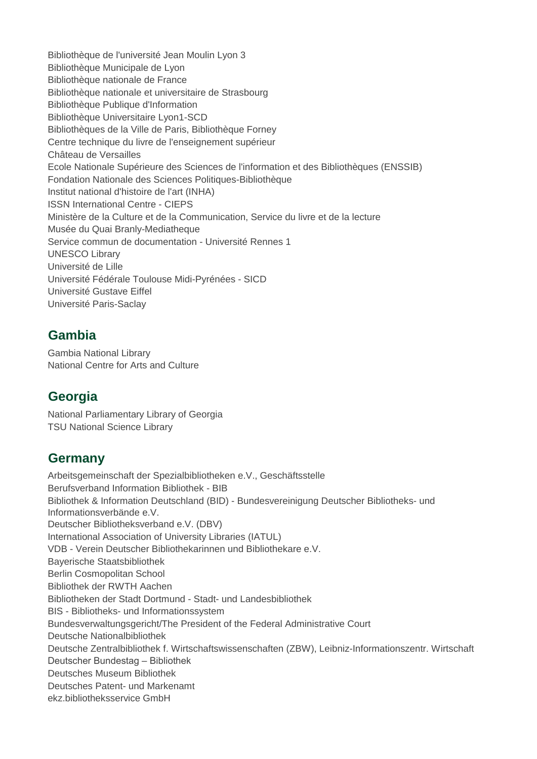Bibliothèque de l'université Jean Moulin Lyon 3
Bibliothèque Municipale de Lyon
Bibliothèque nationale de France
Bibliothèque nationale et universitaire de Strasbourg
Bibliothèque Publique d'Information
Bibliothèque Universitaire Lyon1-SCD
Bibliothèques de la Ville de Paris, Bibliothèque Forney
Centre technique du livre de l'enseignement supérieur
Château de Versailles
Ecole Nationale Supérieure des Sciences de l'information et des Bibliothèques (ENSSIB)
Fondation Nationale des Sciences Politiques-Bibliothèque
Institut national d'histoire de l'art (INHA)
ISSN International Centre - CIEPS
Ministère de la Culture et de la Communication, Service du livre et de la lecture
Musée du Quai Branly-Mediatheque
Service commun de documentation - Université Rennes 1
UNESCO Library
Université de Lille
Université Fédérale Toulouse Midi-Pyrénées - SICD
Université Gustave Eiffel
Université Paris-Saclay

## Gambia

Gambia National Library
National Centre for Arts and Culture

## Georgia

National Parliamentary Library of Georgia
TSU National Science Library

## Germany

Arbeitsgemeinschaft der Spezialbibliotheken e.V., Geschäftsstelle
Berufsverband Information Bibliothek - BIB
Bibliothek & Information Deutschland (BID) - Bundesvereinigung Deutscher Bibliotheks- und Informationsverbände e.V.
Deutscher Bibliotheksverband e.V. (DBV)
International Association of University Libraries (IATUL)
VDB - Verein Deutscher Bibliothekarinnen und Bibliothekare e.V.
Bayerische Staatsbibliothek
Berlin Cosmopolitan School
Bibliothek der RWTH Aachen
Bibliotheken der Stadt Dortmund - Stadt- und Landesbibliothek
BIS - Bibliotheks- und Informationssystem
Bundesverwaltungsgericht/The President of the Federal Administrative Court
Deutsche Nationalbibliothek
Deutsche Zentralbibliothek f. Wirtschaftswissenschaften (ZBW), Leibniz-Informationszentr. Wirtschaft
Deutscher Bundestag – Bibliothek
Deutsches Museum Bibliothek
Deutsches Patent- und Markenamt
ekz.bibliotheksservice GmbH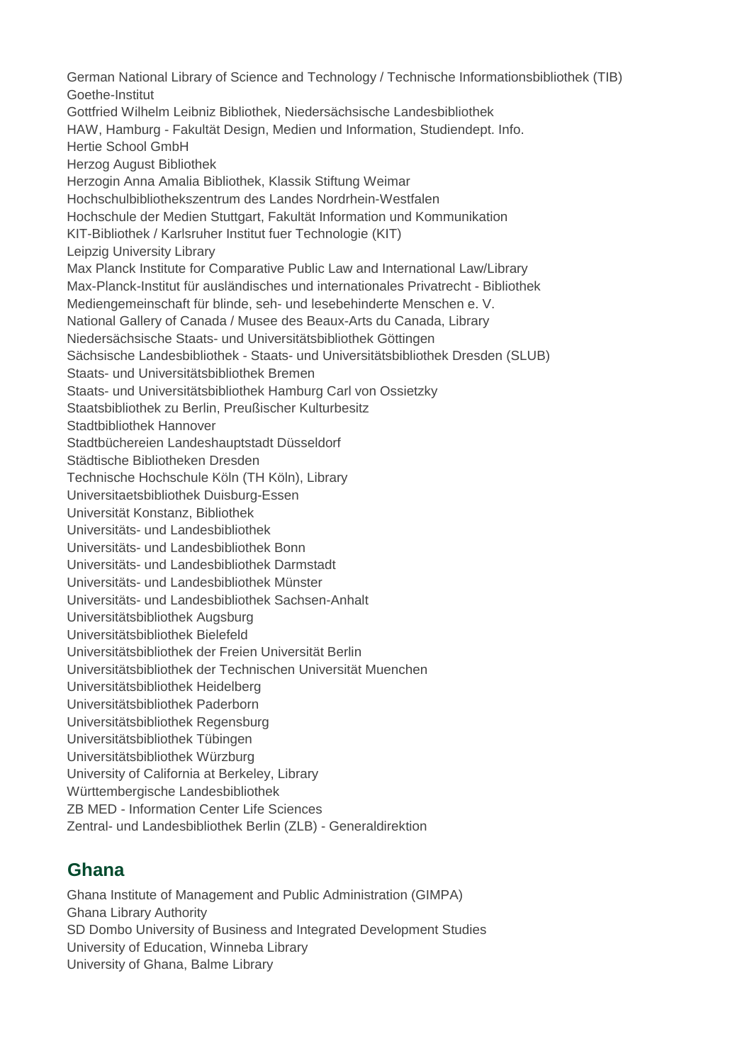German National Library of Science and Technology / Technische Informationsbibliothek (TIB)
Goethe-Institut
Gottfried Wilhelm Leibniz Bibliothek, Niedersächsische Landesbibliothek
HAW, Hamburg - Fakultät Design, Medien und Information, Studiendept. Info.
Hertie School GmbH
Herzog August Bibliothek
Herzogin Anna Amalia Bibliothek, Klassik Stiftung Weimar
Hochschulbibliothekszentrum des Landes Nordrhein-Westfalen
Hochschule der Medien Stuttgart, Fakultät Information und Kommunikation
KIT-Bibliothek / Karlsruher Institut fuer Technologie (KIT)
Leipzig University Library
Max Planck Institute for Comparative Public Law and International Law/Library
Max-Planck-Institut für ausländisches und internationales Privatrecht - Bibliothek
Mediengemeinschaft für blinde, seh- und lesebehinderte Menschen e. V.
National Gallery of Canada / Musee des Beaux-Arts du Canada, Library
Niedersächsische Staats- und Universitätsbibliothek Göttingen
Sächsische Landesbibliothek - Staats- und Universitätsbibliothek Dresden (SLUB)
Staats- und Universitätsbibliothek Bremen
Staats- und Universitätsbibliothek Hamburg Carl von Ossietzky
Staatsbibliothek zu Berlin, Preußischer Kulturbesitz
Stadtbibliothek Hannover
Stadtbüchereien Landeshauptstadt Düsseldorf
Städtische Bibliotheken Dresden
Technische Hochschule Köln (TH Köln), Library
Universitaetsbibliothek Duisburg-Essen
Universität Konstanz, Bibliothek
Universitäts- und Landesbibliothek
Universitäts- und Landesbibliothek Bonn
Universitäts- und Landesbibliothek Darmstadt
Universitäts- und Landesbibliothek Münster
Universitäts- und Landesbibliothek Sachsen-Anhalt
Universitätsbibliothek Augsburg
Universitätsbibliothek Bielefeld
Universitätsbibliothek der Freien Universität Berlin
Universitätsbibliothek der Technischen Universität Muenchen
Universitätsbibliothek Heidelberg
Universitätsbibliothek Paderborn
Universitätsbibliothek Regensburg
Universitätsbibliothek Tübingen
Universitätsbibliothek Würzburg
University of California at Berkeley, Library
Württembergische Landesbibliothek
ZB MED - Information Center Life Sciences
Zentral- und Landesbibliothek Berlin (ZLB) - Generaldirektion

## Ghana

Ghana Institute of Management and Public Administration (GIMPA)
Ghana Library Authority
SD Dombo University of Business and Integrated Development Studies
University of Education, Winneba Library
University of Ghana, Balme Library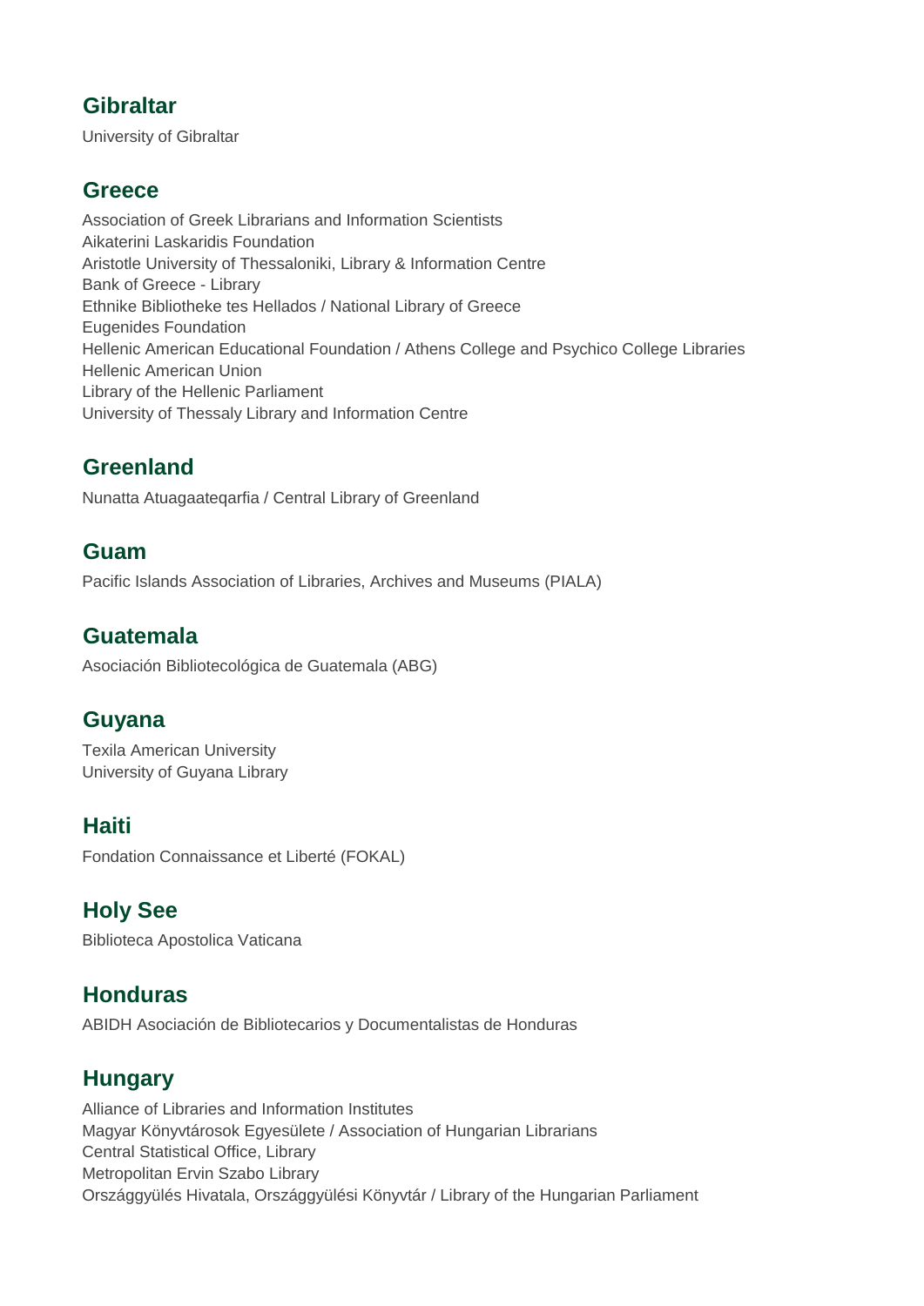## Gibraltar

University of Gibraltar

## Greece

Association of Greek Librarians and Information Scientists
Aikaterini Laskaridis Foundation
Aristotle University of Thessaloniki, Library & Information Centre
Bank of Greece - Library
Ethnike Bibliotheke tes Hellados / National Library of Greece
Eugenides Foundation
Hellenic American Educational Foundation / Athens College and Psychico College Libraries
Hellenic American Union
Library of the Hellenic Parliament
University of Thessaly Library and Information Centre

## Greenland

Nunatta Atuagaateqarfia / Central Library of Greenland

## Guam

Pacific Islands Association of Libraries, Archives and Museums (PIALA)

## Guatemala

Asociación Bibliotecológica de Guatemala (ABG)

## Guyana

Texila American University
University of Guyana Library

## Haiti

Fondation Connaissance et Liberté (FOKAL)

## Holy See

Biblioteca Apostolica Vaticana

## Honduras

ABIDH Asociación de Bibliotecarios y Documentalistas de Honduras

## Hungary

Alliance of Libraries and Information Institutes
Magyar Könyvtárosok Egyesülete / Association of Hungarian Librarians
Central Statistical Office, Library
Metropolitan Ervin Szabo Library
Országgyülés Hivatala, Országgyülési Könyvtár / Library of the Hungarian Parliament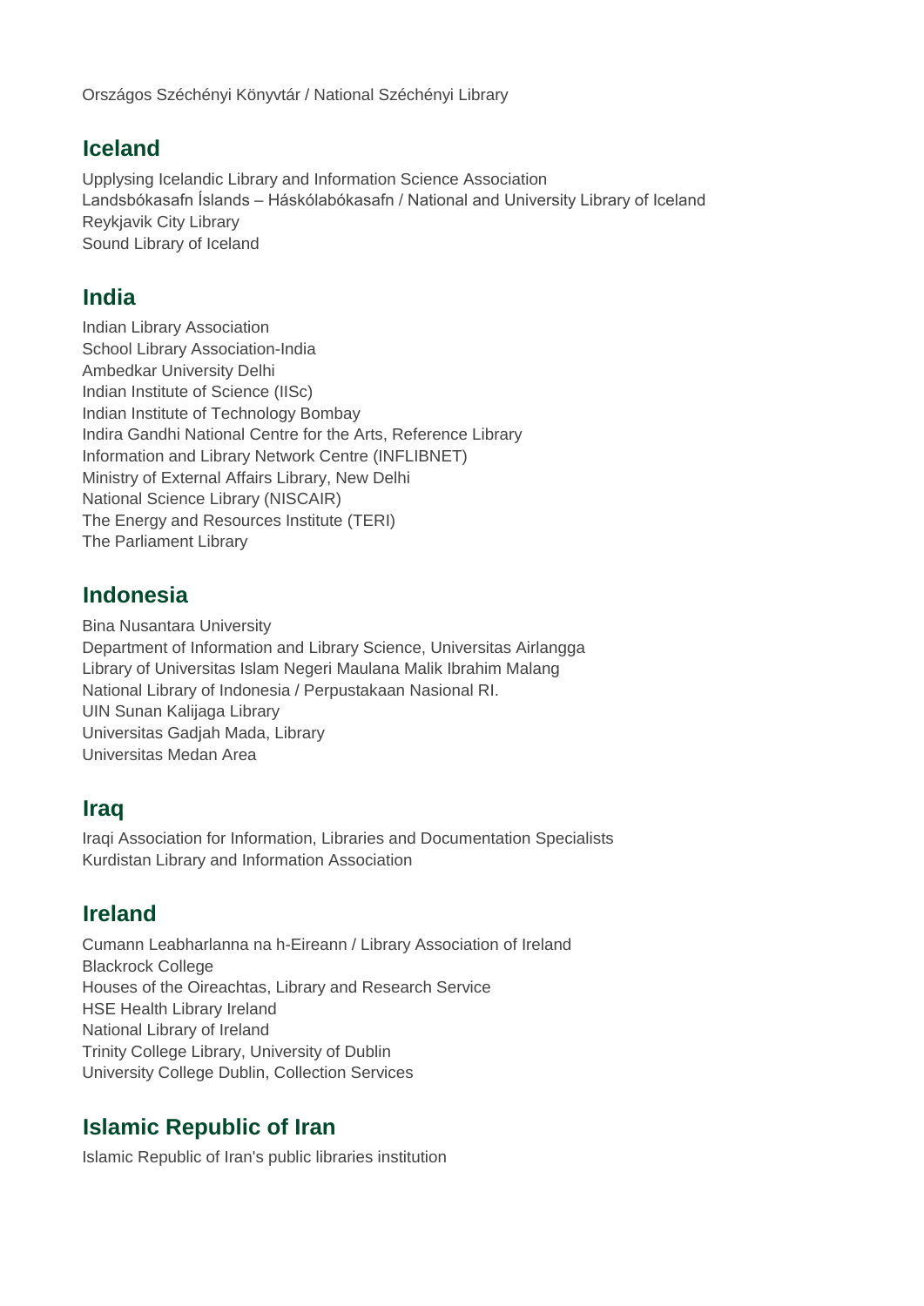Országos Széchényi Könyvtár / National Széchényi Library

## Iceland

Upplysing Icelandic Library and Information Science Association
Landsbókasafn Íslands – Háskólabókasafn / National and University Library of Iceland
Reykjavik City Library
Sound Library of Iceland

## India

Indian Library Association
School Library Association-India
Ambedkar University Delhi
Indian Institute of Science (IISc)
Indian Institute of Technology Bombay
Indira Gandhi National Centre for the Arts, Reference Library
Information and Library Network Centre (INFLIBNET)
Ministry of External Affairs Library, New Delhi
National Science Library (NISCAIR)
The Energy and Resources Institute (TERI)
The Parliament Library

## Indonesia

Bina Nusantara University
Department of Information and Library Science, Universitas Airlangga
Library of Universitas Islam Negeri Maulana Malik Ibrahim Malang
National Library of Indonesia / Perpustakaan Nasional RI.
UIN Sunan Kalijaga Library
Universitas Gadjah Mada, Library
Universitas Medan Area

## Iraq

Iraqi Association for Information, Libraries and Documentation Specialists
Kurdistan Library and Information Association

## Ireland

Cumann Leabharlanna na h-Eireann / Library Association of Ireland
Blackrock College
Houses of the Oireachtas, Library and Research Service
HSE Health Library Ireland
National Library of Ireland
Trinity College Library, University of Dublin
University College Dublin, Collection Services

## Islamic Republic of Iran

Islamic Republic of Iran's public libraries institution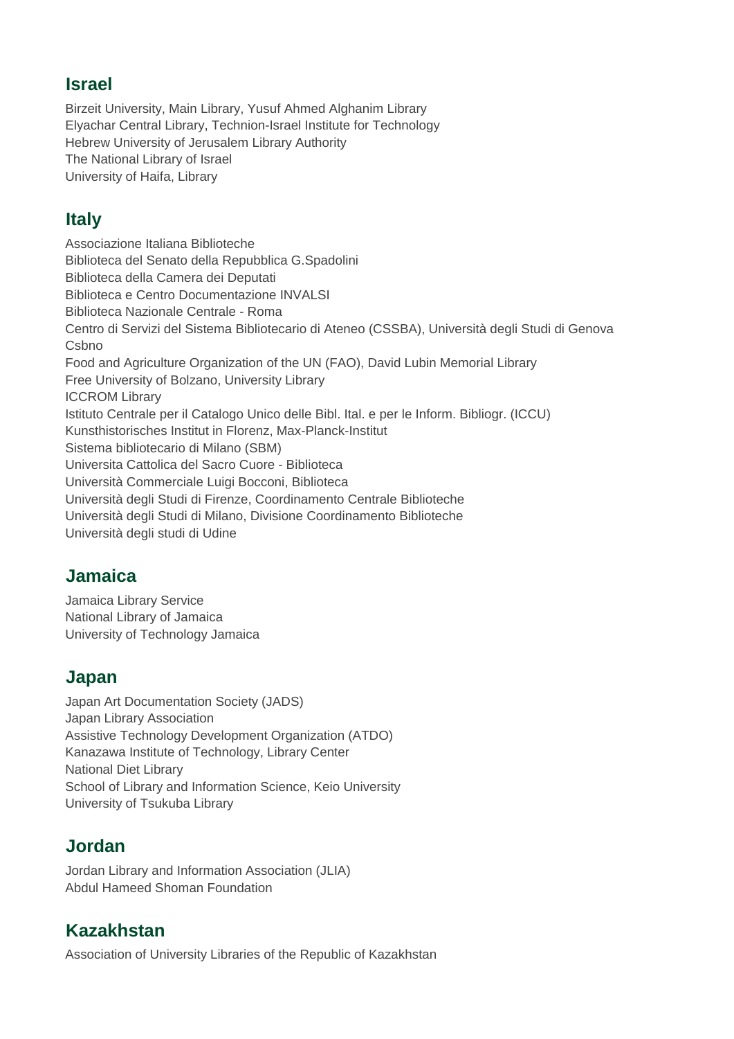## Israel

Birzeit University, Main Library, Yusuf Ahmed Alghanim Library
Elyachar Central Library, Technion-Israel Institute for Technology
Hebrew University of Jerusalem Library Authority
The National Library of Israel
University of Haifa, Library

## Italy

Associazione Italiana Biblioteche
Biblioteca del Senato della Repubblica G.Spadolini
Biblioteca della Camera dei Deputati
Biblioteca e Centro Documentazione INVALSI
Biblioteca Nazionale Centrale - Roma
Centro di Servizi del Sistema Bibliotecario di Ateneo (CSSBA), Università degli Studi di Genova
Csbno
Food and Agriculture Organization of the UN (FAO), David Lubin Memorial Library
Free University of Bolzano, University Library
ICCROM Library
Istituto Centrale per il Catalogo Unico delle Bibl. Ital. e per le Inform. Bibliogr. (ICCU)
Kunsthistorisches Institut in Florenz, Max-Planck-Institut
Sistema bibliotecario di Milano (SBM)
Universita Cattolica del Sacro Cuore - Biblioteca
Università Commerciale Luigi Bocconi, Biblioteca
Università degli Studi di Firenze, Coordinamento Centrale Biblioteche
Università degli Studi di Milano, Divisione Coordinamento Biblioteche
Università degli studi di Udine

## Jamaica

Jamaica Library Service
National Library of Jamaica
University of Technology Jamaica

## Japan

Japan Art Documentation Society (JADS)
Japan Library Association
Assistive Technology Development Organization (ATDO)
Kanazawa Institute of Technology, Library Center
National Diet Library
School of Library and Information Science, Keio University
University of Tsukuba Library

## Jordan

Jordan Library and Information Association (JLIA)
Abdul Hameed Shoman Foundation

## Kazakhstan

Association of University Libraries of the Republic of Kazakhstan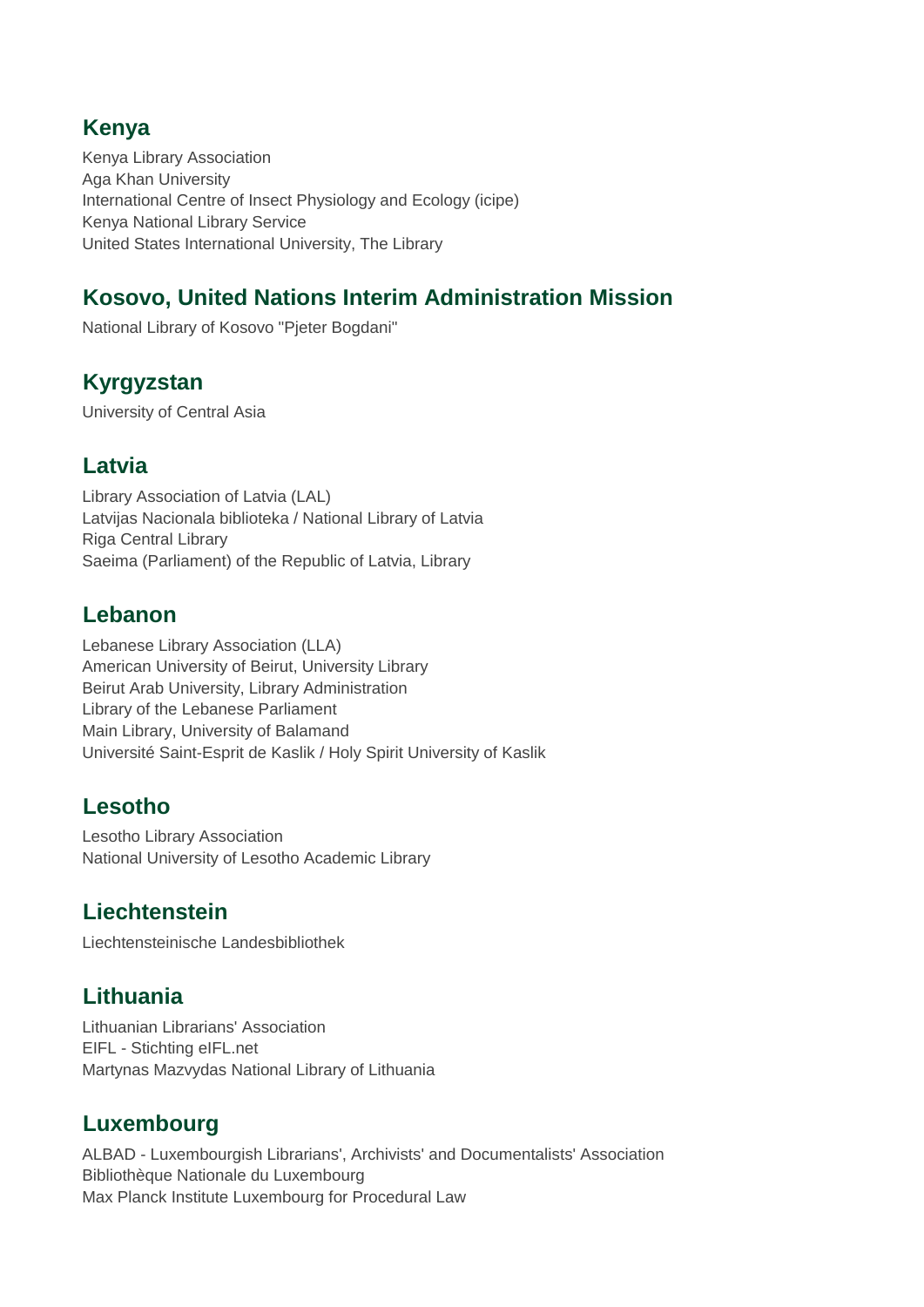## Kenya

Kenya Library Association
Aga Khan University
International Centre of Insect Physiology and Ecology (icipe)
Kenya National Library Service
United States International University, The Library

## Kosovo, United Nations Interim Administration Mission

National Library of Kosovo "Pjeter Bogdani"

## Kyrgyzstan

University of Central Asia

## Latvia

Library Association of Latvia (LAL)
Latvijas Nacionala biblioteka / National Library of Latvia
Riga Central Library
Saeima (Parliament) of the Republic of Latvia, Library

## Lebanon

Lebanese Library Association (LLA)
American University of Beirut, University Library
Beirut Arab University, Library Administration
Library of the Lebanese Parliament
Main Library, University of Balamand
Université Saint-Esprit de Kaslik / Holy Spirit University of Kaslik

## Lesotho

Lesotho Library Association
National University of Lesotho Academic Library

## Liechtenstein

Liechtensteinische Landesbibliothek

## Lithuania

Lithuanian Librarians' Association
EIFL - Stichting eIFL.net
Martynas Mazvydas National Library of Lithuania

## Luxembourg

ALBAD - Luxembourgish Librarians', Archivists' and Documentalists' Association
Bibliothèque Nationale du Luxembourg
Max Planck Institute Luxembourg for Procedural Law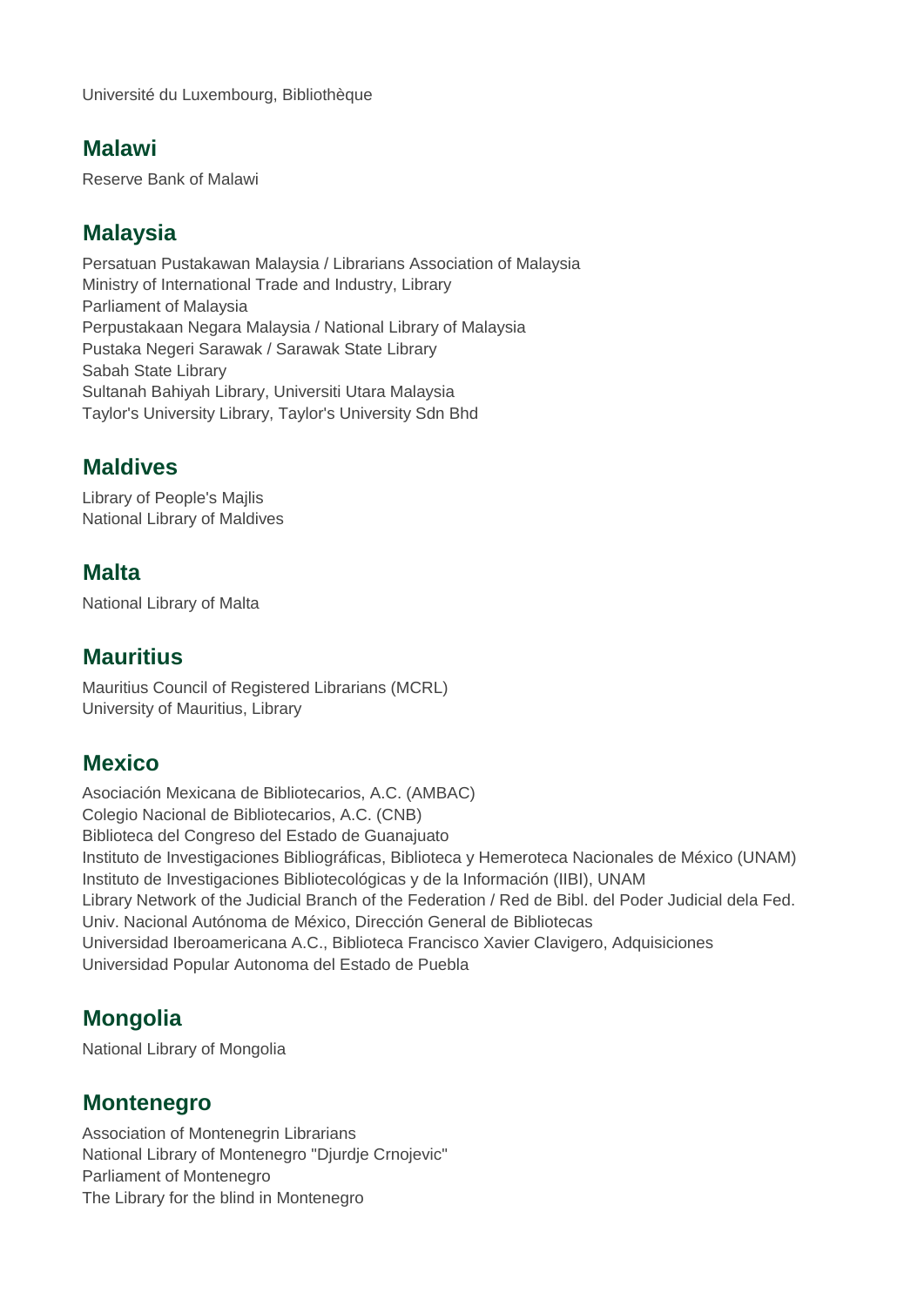Université du Luxembourg, Bibliothèque

## Malawi

Reserve Bank of Malawi

## Malaysia

Persatuan Pustakawan Malaysia / Librarians Association of Malaysia
Ministry of International Trade and Industry, Library
Parliament of Malaysia
Perpustakaan Negara Malaysia / National Library of Malaysia
Pustaka Negeri Sarawak / Sarawak State Library
Sabah State Library
Sultanah Bahiyah Library, Universiti Utara Malaysia
Taylor's University Library, Taylor's University Sdn Bhd

## Maldives

Library of People's Majlis
National Library of Maldives

## Malta

National Library of Malta

## Mauritius

Mauritius Council of Registered Librarians (MCRL)
University of Mauritius, Library

## Mexico

Asociación Mexicana de Bibliotecarios, A.C. (AMBAC)
Colegio Nacional de Bibliotecarios, A.C. (CNB)
Biblioteca del Congreso del Estado de Guanajuato
Instituto de Investigaciones Bibliográficas, Biblioteca y Hemeroteca Nacionales de México (UNAM)
Instituto de Investigaciones Bibliotecológicas y de la Información (IIBI), UNAM
Library Network of the Judicial Branch of the Federation / Red de Bibl. del Poder Judicial dela Fed.
Univ. Nacional Autónoma de México, Dirección General de Bibliotecas
Universidad Iberoamericana A.C., Biblioteca Francisco Xavier Clavigero, Adquisiciones
Universidad Popular Autonoma del Estado de Puebla

## Mongolia

National Library of Mongolia

## Montenegro

Association of Montenegrin Librarians
National Library of Montenegro "Djurdje Crnojevic"
Parliament of Montenegro
The Library for the blind in Montenegro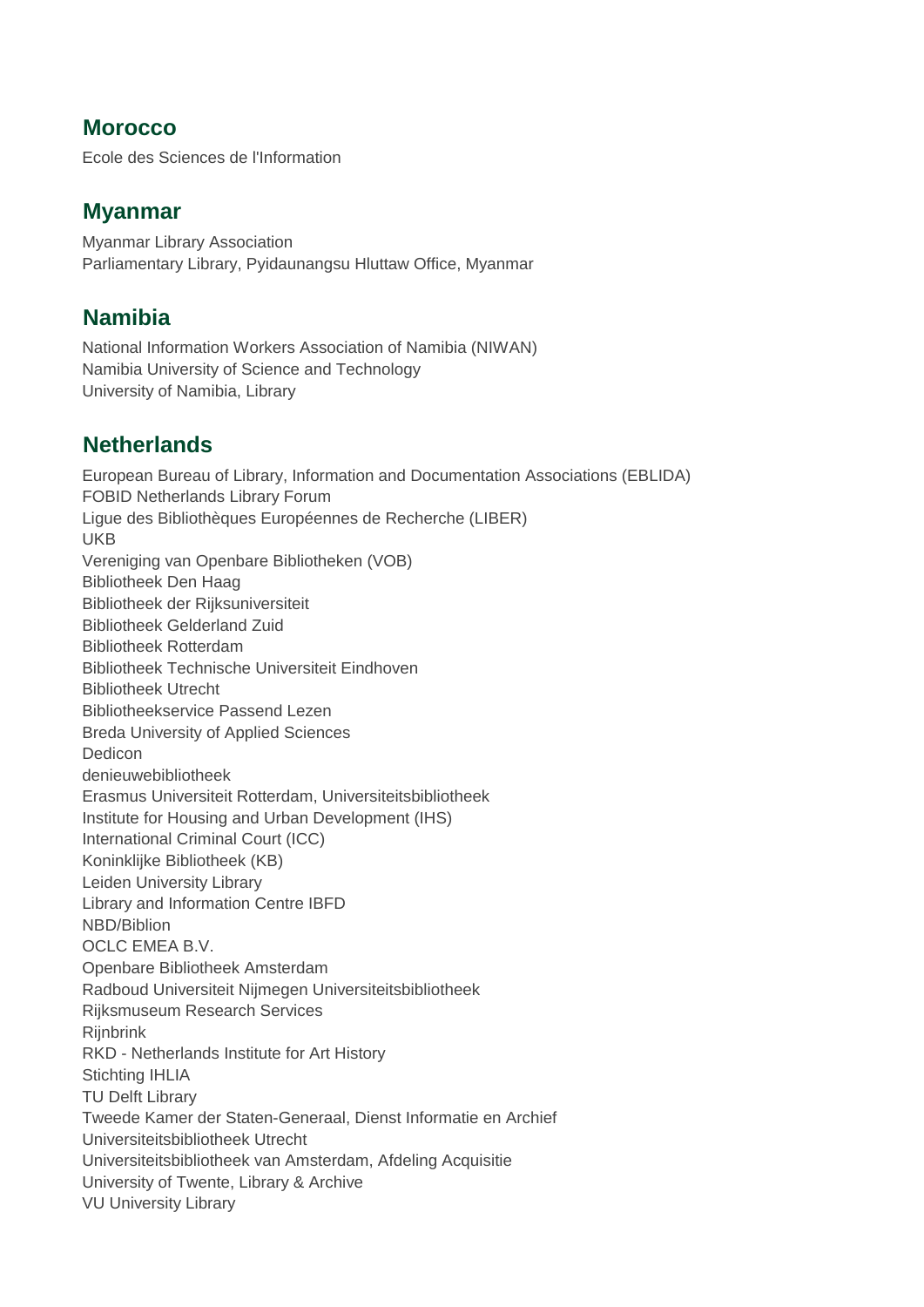## Morocco

Ecole des Sciences de l'Information

## Myanmar

Myanmar Library Association
Parliamentary Library, Pyidaunangsu Hluttaw Office, Myanmar

## Namibia

National Information Workers Association of Namibia (NIWAN)
Namibia University of Science and Technology
University of Namibia, Library

## Netherlands

European Bureau of Library, Information and Documentation Associations (EBLIDA)
FOBID Netherlands Library Forum
Ligue des Bibliothèques Européennes de Recherche (LIBER)
UKB
Vereniging van Openbare Bibliotheken (VOB)
Bibliotheek Den Haag
Bibliotheek der Rijksuniversiteit
Bibliotheek Gelderland Zuid
Bibliotheek Rotterdam
Bibliotheek Technische Universiteit Eindhoven
Bibliotheek Utrecht
Bibliotheekservice Passend Lezen
Breda University of Applied Sciences
Dedicon
denieuwebibliotheek
Erasmus Universiteit Rotterdam, Universiteitsbibliotheek
Institute for Housing and Urban Development (IHS)
International Criminal Court (ICC)
Koninklijke Bibliotheek (KB)
Leiden University Library
Library and Information Centre IBFD
NBD/Biblion
OCLC EMEA B.V.
Openbare Bibliotheek Amsterdam
Radboud Universiteit Nijmegen Universiteitsbibliotheek
Rijksmuseum Research Services
Rijnbrink
RKD - Netherlands Institute for Art History
Stichting IHLIA
TU Delft Library
Tweede Kamer der Staten-Generaal, Dienst Informatie en Archief
Universiteitsbibliotheek Utrecht
Universiteitsbibliotheek van Amsterdam, Afdeling Acquisitie
University of Twente, Library & Archive
VU University Library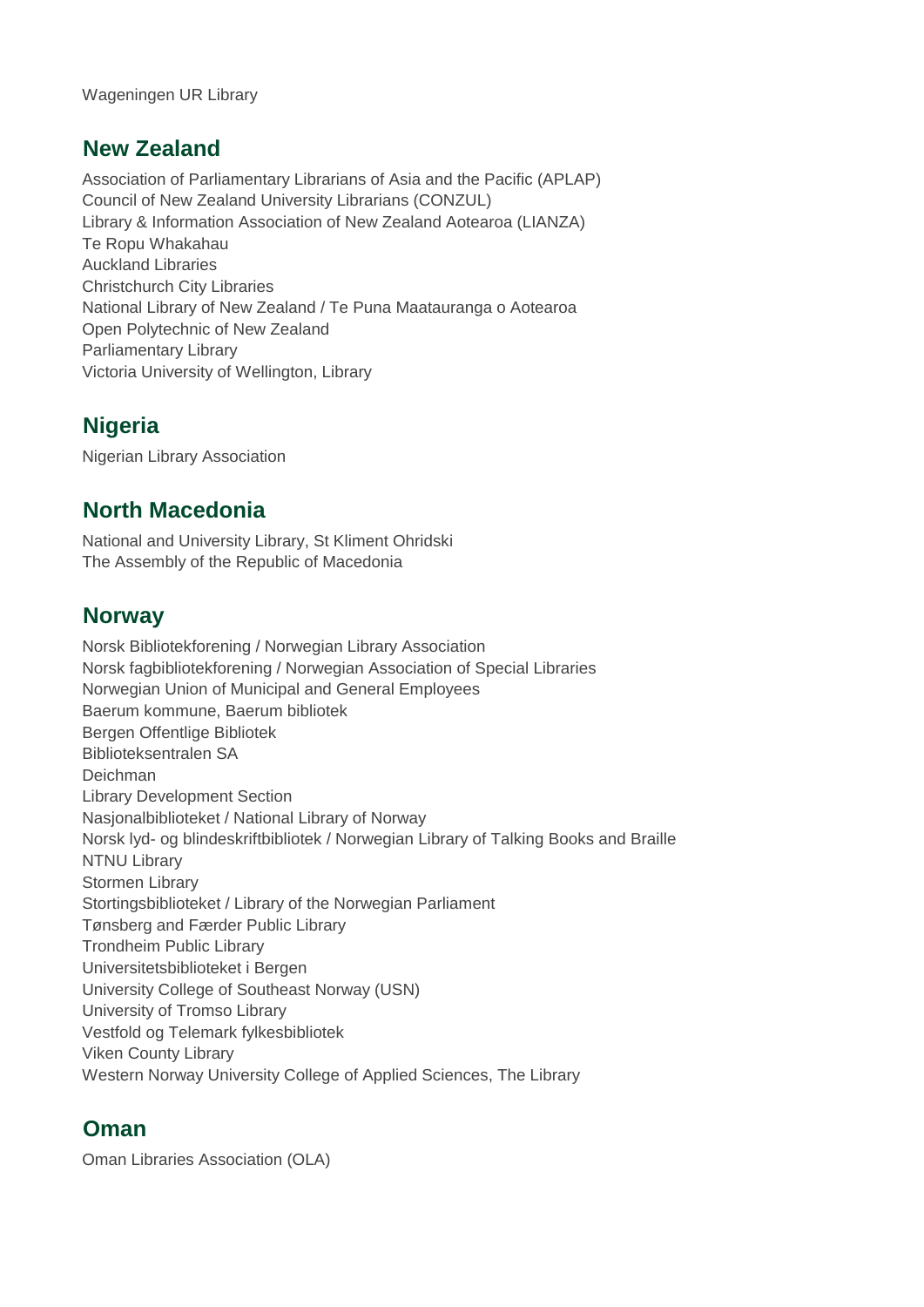Wageningen UR Library

## New Zealand

Association of Parliamentary Librarians of Asia and the Pacific (APLAP)
Council of New Zealand University Librarians (CONZUL)
Library & Information Association of New Zealand Aotearoa (LIANZA)
Te Ropu Whakahau
Auckland Libraries
Christchurch City Libraries
National Library of New Zealand / Te Puna Maatauranga o Aotearoa
Open Polytechnic of New Zealand
Parliamentary Library
Victoria University of Wellington, Library

## Nigeria

Nigerian Library Association

## North Macedonia

National and University Library, St Kliment Ohridski
The Assembly of the Republic of Macedonia

## Norway

Norsk Bibliotekforening / Norwegian Library Association
Norsk fagbibliotekforening / Norwegian Association of Special Libraries
Norwegian Union of Municipal and General Employees
Baerum kommune, Baerum bibliotek
Bergen Offentlige Bibliotek
Biblioteksentralen SA
Deichman
Library Development Section
Nasjonalbiblioteket / National Library of Norway
Norsk lyd- og blindeskriftbibliotek / Norwegian Library of Talking Books and Braille
NTNU Library
Stormen Library
Stortingsbiblioteket / Library of the Norwegian Parliament
Tønsberg and Færder Public Library
Trondheim Public Library
Universitetsbiblioteket i Bergen
University College of Southeast Norway (USN)
University of Tromso Library
Vestfold og Telemark fylkesbibliotek
Viken County Library
Western Norway University College of Applied Sciences, The Library

## Oman

Oman Libraries Association (OLA)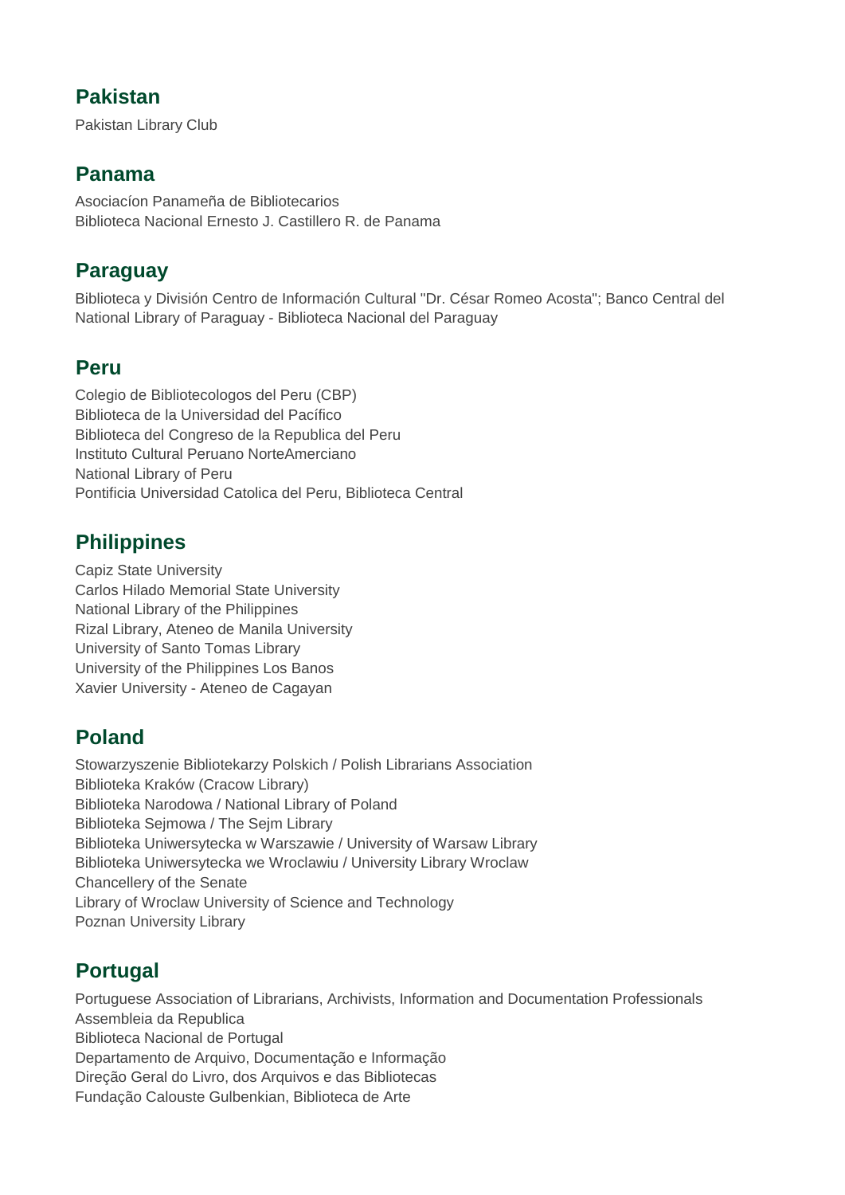## Pakistan

Pakistan Library Club

## Panama

Asociacíon Panameña de Bibliotecarios
Biblioteca Nacional Ernesto J. Castillero R. de Panama

## Paraguay

Biblioteca y División Centro de Información Cultural "Dr. César Romeo Acosta"; Banco Central del
National Library of Paraguay - Biblioteca Nacional del Paraguay

## Peru

Colegio de Bibliotecologos del Peru (CBP)
Biblioteca de la Universidad del Pacífico
Biblioteca del Congreso de la Republica del Peru
Instituto Cultural Peruano NorteAmerciano
National Library of Peru
Pontificia Universidad Catolica del Peru, Biblioteca Central

## Philippines

Capiz State University
Carlos Hilado Memorial State University
National Library of the Philippines
Rizal Library, Ateneo de Manila University
University of Santo Tomas Library
University of the Philippines Los Banos
Xavier University - Ateneo de Cagayan

## Poland

Stowarzyszenie Bibliotekarzy Polskich / Polish Librarians Association
Biblioteka Kraków (Cracow Library)
Biblioteka Narodowa / National Library of Poland
Biblioteka Sejmowa / The Sejm Library
Biblioteka Uniwersytecka w Warszawie / University of Warsaw Library
Biblioteka Uniwersytecka we Wroclawiu / University Library Wroclaw
Chancellery of the Senate
Library of Wroclaw University of Science and Technology
Poznan University Library

## Portugal

Portuguese Association of Librarians, Archivists, Information and Documentation Professionals
Assembleia da Republica
Biblioteca Nacional de Portugal
Departamento de Arquivo, Documentação e Informação
Direção Geral do Livro, dos Arquivos e das Bibliotecas
Fundação Calouste Gulbenkian, Biblioteca de Arte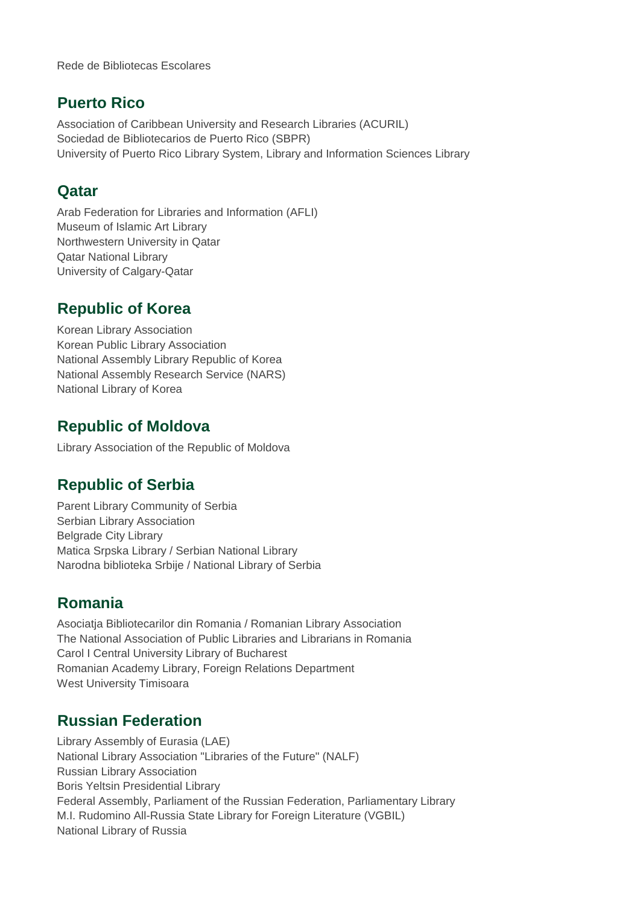Rede de Bibliotecas Escolares

## Puerto Rico

Association of Caribbean University and Research Libraries (ACURIL)
Sociedad de Bibliotecarios de Puerto Rico (SBPR)
University of Puerto Rico Library System, Library and Information Sciences Library

## Qatar

Arab Federation for Libraries and Information (AFLI)
Museum of Islamic Art Library
Northwestern University in Qatar
Qatar National Library
University of Calgary-Qatar

## Republic of Korea

Korean Library Association
Korean Public Library Association
National Assembly Library Republic of Korea
National Assembly Research Service (NARS)
National Library of Korea

## Republic of Moldova

Library Association of the Republic of Moldova

## Republic of Serbia

Parent Library Community of Serbia
Serbian Library Association
Belgrade City Library
Matica Srpska Library / Serbian National Library
Narodna biblioteka Srbije / National Library of Serbia

## Romania

Asociatja Bibliotecarilor din Romania / Romanian Library Association
The National Association of Public Libraries and Librarians in Romania
Carol I Central University Library of Bucharest
Romanian Academy Library, Foreign Relations Department
West University Timisoara

## Russian Federation

Library Assembly of Eurasia (LAE)
National Library Association "Libraries of the Future" (NALF)
Russian Library Association
Boris Yeltsin Presidential Library
Federal Assembly, Parliament of the Russian Federation, Parliamentary Library
M.I. Rudomino All-Russia State Library for Foreign Literature (VGBIL)
National Library of Russia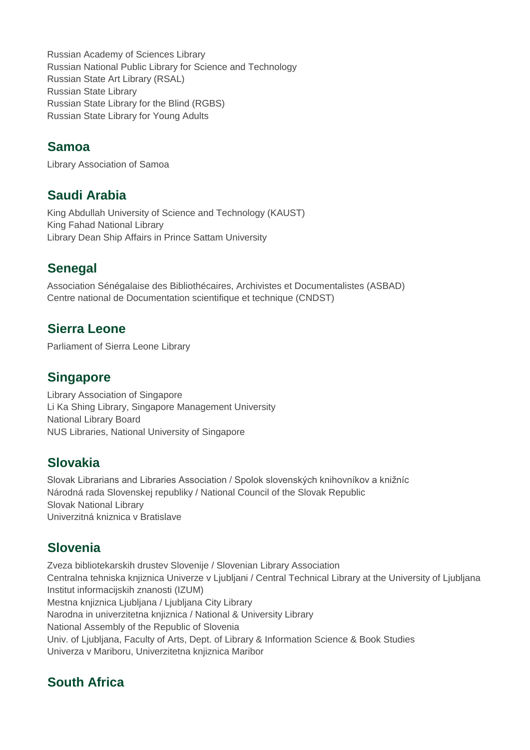Russian Academy of Sciences Library
Russian National Public Library for Science and Technology
Russian State Art Library (RSAL)
Russian State Library
Russian State Library for the Blind (RGBS)
Russian State Library for Young Adults

## Samoa

Library Association of Samoa

## Saudi Arabia

King Abdullah University of Science and Technology (KAUST)
King Fahad National Library
Library Dean Ship Affairs in Prince Sattam University

## Senegal

Association Sénégalaise des Bibliothécaires, Archivistes et Documentalistes (ASBAD)
Centre national de Documentation scientifique et technique (CNDST)

## Sierra Leone

Parliament of Sierra Leone Library

## Singapore

Library Association of Singapore
Li Ka Shing Library, Singapore Management University
National Library Board
NUS Libraries, National University of Singapore

## Slovakia

Slovak Librarians and Libraries Association / Spolok slovenských knihovníkov a knižníc
Národná rada Slovenskej republiky / National Council of the Slovak Republic
Slovak National Library
Univerzitná kniznica v Bratislave

## Slovenia

Zveza bibliotekarskih drustev Slovenije / Slovenian Library Association
Centralna tehniska knjiznica Univerze v Ljubljani / Central Technical Library at the University of Ljubljana
Institut informacijskih znanosti (IZUM)
Mestna knjiznica Ljubljana / Ljubljana City Library
Narodna in univerzitetna knjiznica / National & University Library
National Assembly of the Republic of Slovenia
Univ. of Ljubljana, Faculty of Arts, Dept. of Library & Information Science & Book Studies
Univerza v Mariboru, Univerzitetna knjiznica Maribor

## South Africa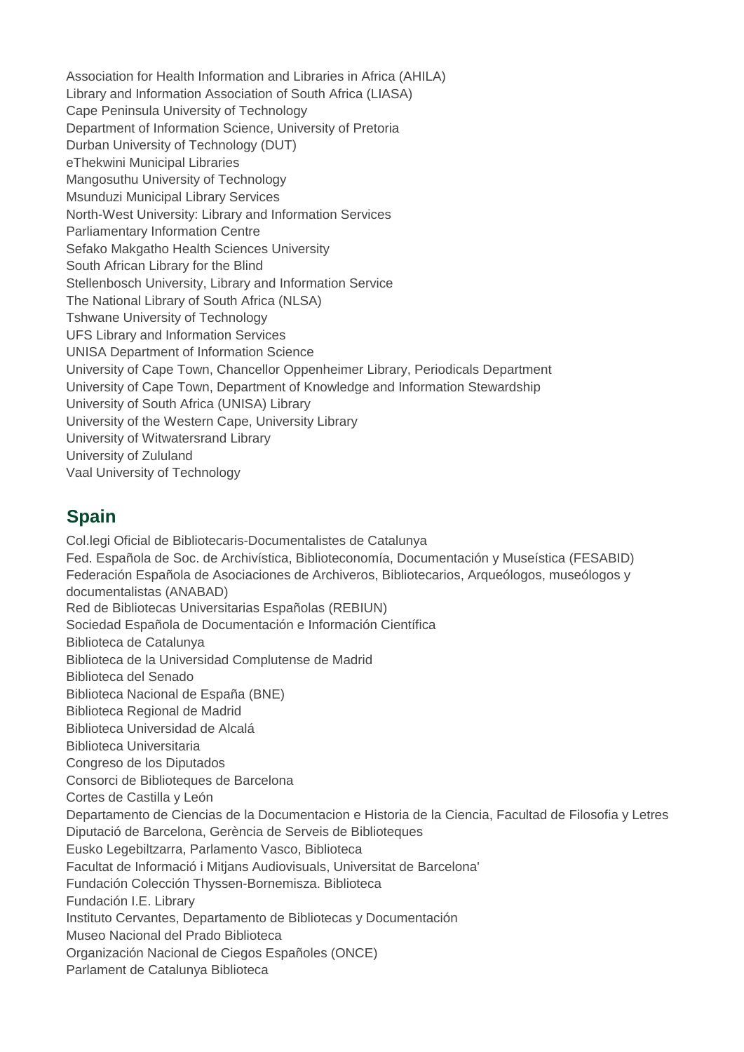Association for Health Information and Libraries in Africa (AHILA)
Library and Information Association of South Africa (LIASA)
Cape Peninsula University of Technology
Department of Information Science, University of Pretoria
Durban University of Technology (DUT)
eThekwini Municipal Libraries
Mangosuthu University of Technology
Msunduzi Municipal Library Services
North-West University: Library and Information Services
Parliamentary Information Centre
Sefako Makgatho Health Sciences University
South African Library for the Blind
Stellenbosch University, Library and Information Service
The National Library of South Africa (NLSA)
Tshwane University of Technology
UFS Library and Information Services
UNISA Department of Information Science
University of Cape Town, Chancellor Oppenheimer Library, Periodicals Department
University of Cape Town, Department of Knowledge and Information Stewardship
University of South Africa (UNISA) Library
University of the Western Cape, University Library
University of Witwatersrand Library
University of Zululand
Vaal University of Technology

## Spain

Col.legi Oficial de Bibliotecaris-Documentalistes de Catalunya
Fed. Española de Soc. de Archivística, Biblioteconomía, Documentación y Museística (FESABID)
Federación Española de Asociaciones de Archiveros, Bibliotecarios, Arqueólogos, museólogos y documentalistas (ANABAD)
Red de Bibliotecas Universitarias Españolas (REBIUN)
Sociedad Española de Documentación e Información Científica
Biblioteca de Catalunya
Biblioteca de la Universidad Complutense de Madrid
Biblioteca del Senado
Biblioteca Nacional de España (BNE)
Biblioteca Regional de Madrid
Biblioteca Universidad de Alcalá
Biblioteca Universitaria
Congreso de los Diputados
Consorci de Biblioteques de Barcelona
Cortes de Castilla y León
Departamento de Ciencias de la Documentacion e Historia de la Ciencia, Facultad de Filosofia y Letres
Diputació de Barcelona, Gerència de Serveis de Biblioteques
Eusko Legebiltzarra, Parlamento Vasco, Biblioteca
Facultat de Informació i Mitjans Audiovisuals, Universitat de Barcelona'
Fundación Colección Thyssen-Bornemisza. Biblioteca
Fundación I.E. Library
Instituto Cervantes, Departamento de Bibliotecas y Documentación
Museo Nacional del Prado Biblioteca
Organización Nacional de Ciegos Españoles (ONCE)
Parlament de Catalunya Biblioteca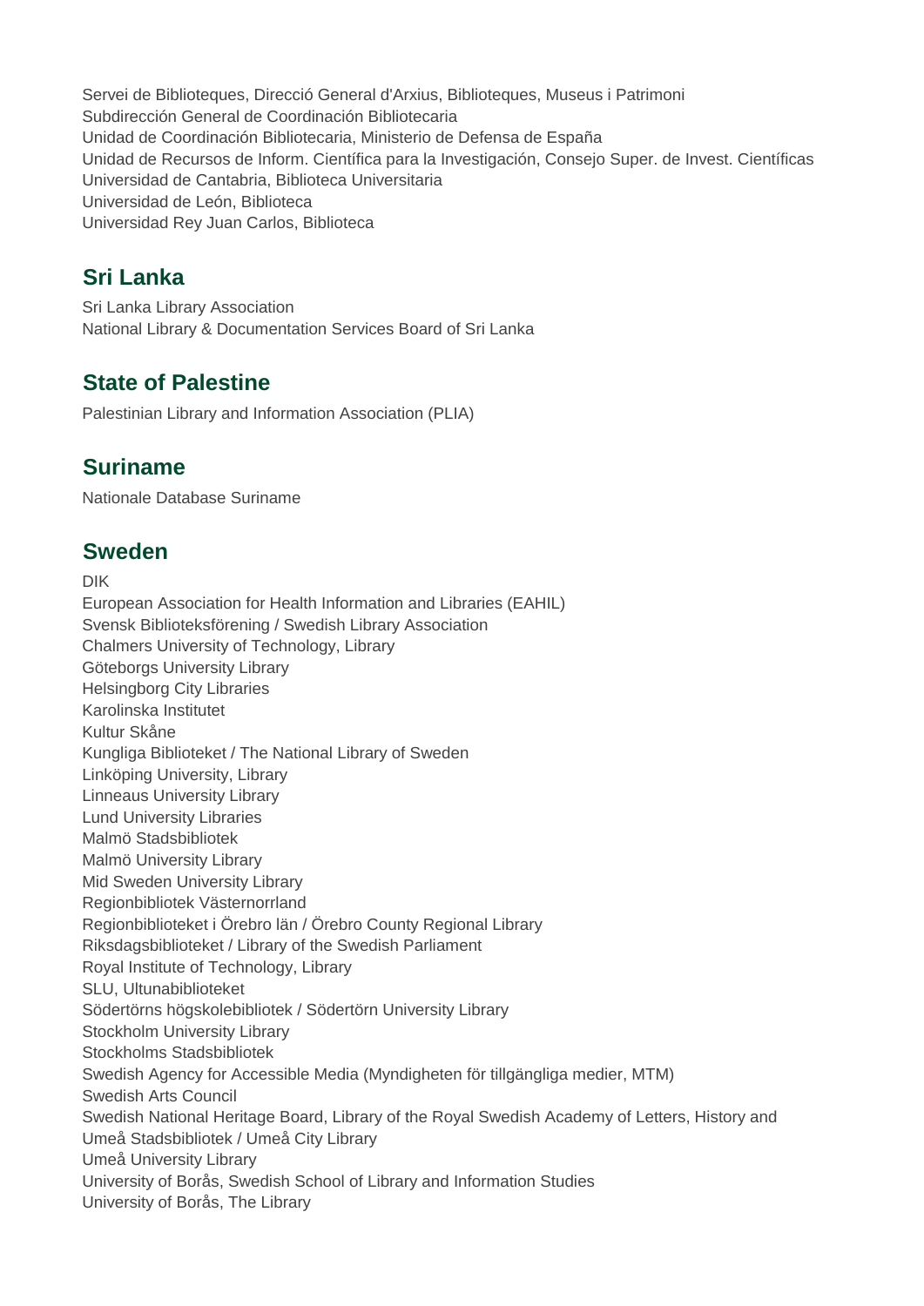Servei de Biblioteques, Direcció General d'Arxius, Biblioteques, Museus i Patrimoni
Subdirección General de Coordinación Bibliotecaria
Unidad de Coordinación Bibliotecaria, Ministerio de Defensa de España
Unidad de Recursos de Inform. Científica para la Investigación, Consejo Super. de Invest. Científicas
Universidad de Cantabria, Biblioteca Universitaria
Universidad de León, Biblioteca
Universidad Rey Juan Carlos, Biblioteca

## Sri Lanka

Sri Lanka Library Association
National Library & Documentation Services Board of Sri Lanka

## State of Palestine

Palestinian Library and Information Association (PLIA)

## Suriname

Nationale Database Suriname

## Sweden

DIK
European Association for Health Information and Libraries (EAHIL)
Svensk Biblioteksförening / Swedish Library Association
Chalmers University of Technology, Library
Göteborgs University Library
Helsingborg City Libraries
Karolinska Institutet
Kultur Skåne
Kungliga Biblioteket / The National Library of Sweden
Linköping University, Library
Linneaus University Library
Lund University Libraries
Malmö Stadsbibliotek
Malmö University Library
Mid Sweden University Library
Regionbibliotek Västernorrland
Regionbiblioteket i Örebro län / Örebro County Regional Library
Riksdagsbiblioteket / Library of the Swedish Parliament
Royal Institute of Technology, Library
SLU, Ultunabiblioteket
Södertörns högskolebibliotek / Södertörn University Library
Stockholm University Library
Stockholms Stadsbibliotek
Swedish Agency for Accessible Media (Myndigheten för tillgängliga medier, MTM)
Swedish Arts Council
Swedish National Heritage Board, Library of the Royal Swedish Academy of Letters, History and
Umeå Stadsbibliotek / Umeå City Library
Umeå University Library
University of Borås, Swedish School of Library and Information Studies
University of Borås, The Library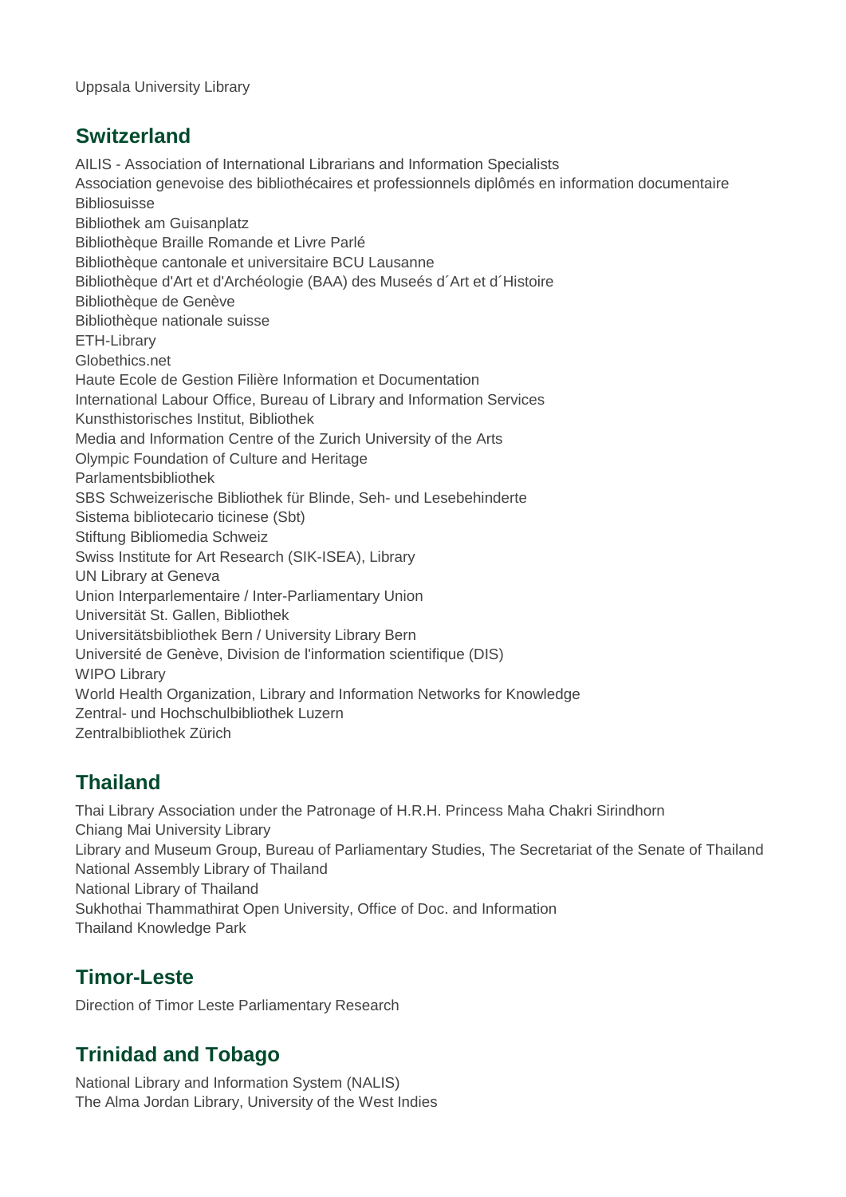Uppsala University Library

## Switzerland

AILIS - Association of International Librarians and Information Specialists
Association genevoise des bibliothécaires et professionnels diplômés en information documentaire
Bibliosuisse
Bibliothek am Guisanplatz
Bibliothèque Braille Romande et Livre Parlé
Bibliothèque cantonale et universitaire BCU Lausanne
Bibliothèque d'Art et d'Archéologie (BAA) des Museés d´Art et d´Histoire
Bibliothèque de Genève
Bibliothèque nationale suisse
ETH-Library
Globethics.net
Haute Ecole de Gestion Filière Information et Documentation
International Labour Office, Bureau of Library and Information Services
Kunsthistorisches Institut, Bibliothek
Media and Information Centre of the Zurich University of the Arts
Olympic Foundation of Culture and Heritage
Parlamentsbibliothek
SBS Schweizerische Bibliothek für Blinde, Seh- und Lesebehinderte
Sistema bibliotecario ticinese (Sbt)
Stiftung Bibliomedia Schweiz
Swiss Institute for Art Research (SIK-ISEA), Library
UN Library at Geneva
Union Interparlementaire / Inter-Parliamentary Union
Universität St. Gallen, Bibliothek
Universitätsbibliothek Bern / University Library Bern
Université de Genève, Division de l'information scientifique (DIS)
WIPO Library
World Health Organization, Library and Information Networks for Knowledge
Zentral- und Hochschulbibliothek Luzern
Zentralbibliothek Zürich

## Thailand

Thai Library Association under the Patronage of H.R.H. Princess Maha Chakri Sirindhorn
Chiang Mai University Library
Library and Museum Group, Bureau of Parliamentary Studies, The Secretariat of the Senate of Thailand
National Assembly Library of Thailand
National Library of Thailand
Sukhothai Thammathirat Open University, Office of Doc. and Information
Thailand Knowledge Park

## Timor-Leste

Direction of Timor Leste Parliamentary Research

## Trinidad and Tobago

National Library and Information System (NALIS)
The Alma Jordan Library, University of the West Indies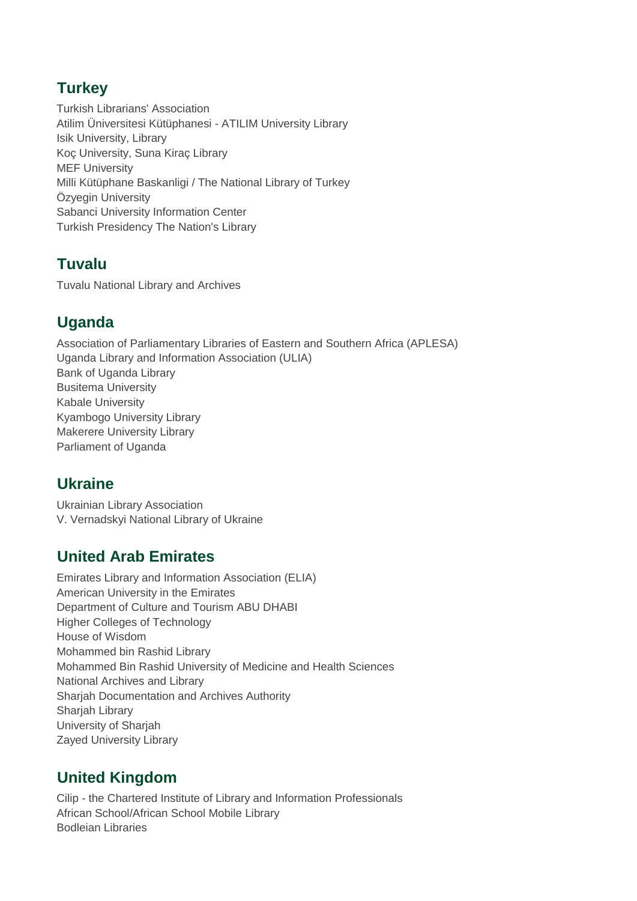## Turkey

Turkish Librarians' Association
Atilim Üniversitesi Kütüphanesi - ATILIM University Library
Isik University, Library
Koç University, Suna Kiraç Library
MEF University
Milli Kütüphane Baskanligi / The National Library of Turkey
Özyegin University
Sabanci University Information Center
Turkish Presidency The Nation's Library

## Tuvalu

Tuvalu National Library and Archives

## Uganda

Association of Parliamentary Libraries of Eastern and Southern Africa (APLESA)
Uganda Library and Information Association (ULIA)
Bank of Uganda Library
Busitema University
Kabale University
Kyambogo University Library
Makerere University Library
Parliament of Uganda

## Ukraine

Ukrainian Library Association
V. Vernadskyi National Library of Ukraine

## United Arab Emirates

Emirates Library and Information Association (ELIA)
American University in the Emirates
Department of Culture and Tourism ABU DHABI
Higher Colleges of Technology
House of Wisdom
Mohammed bin Rashid Library
Mohammed Bin Rashid University of Medicine and Health Sciences
National Archives and Library
Sharjah Documentation and Archives Authority
Sharjah Library
University of Sharjah
Zayed University Library

## United Kingdom

Cilip - the Chartered Institute of Library and Information Professionals
African School/African School Mobile Library
Bodleian Libraries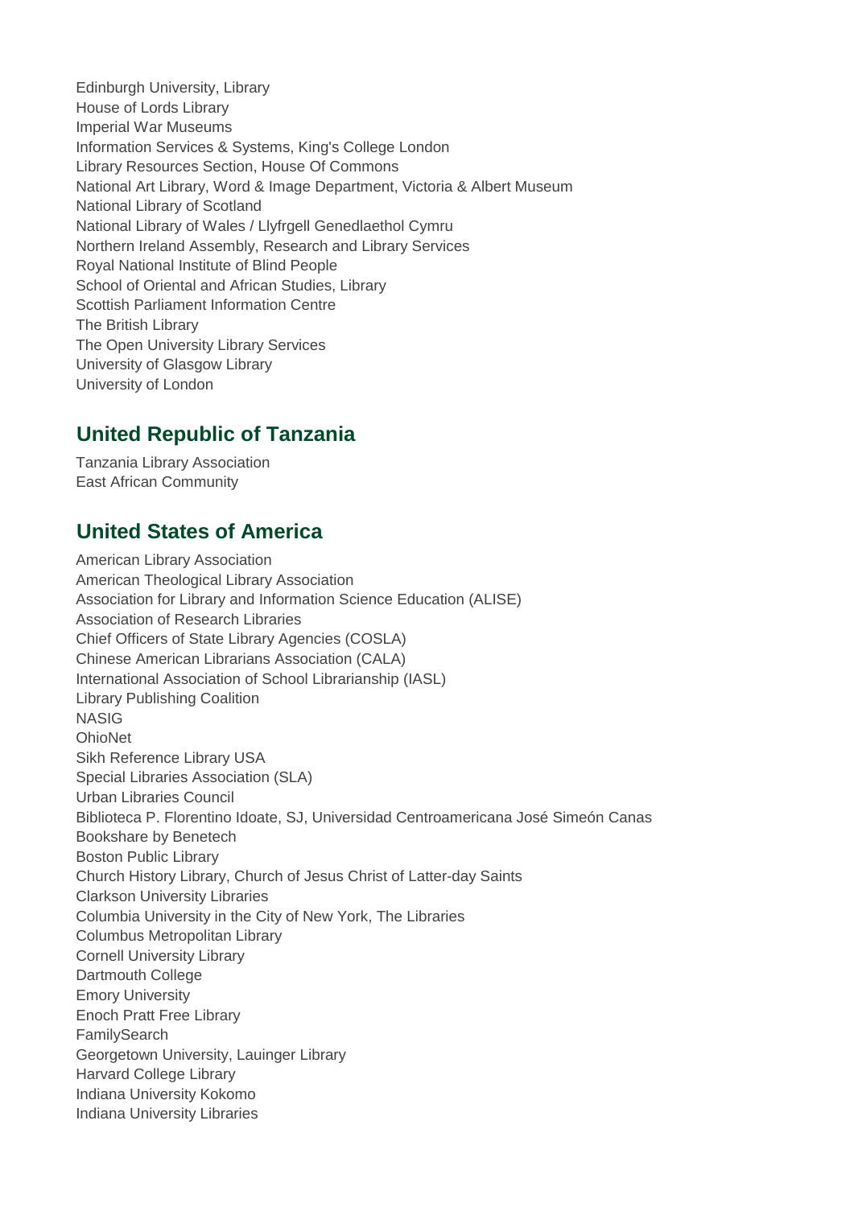Edinburgh University, Library
House of Lords Library
Imperial War Museums
Information Services & Systems, King's College London
Library Resources Section, House Of Commons
National Art Library, Word & Image Department, Victoria & Albert Museum
National Library of Scotland
National Library of Wales / Llyfrgell Genedlaethol Cymru
Northern Ireland Assembly, Research and Library Services
Royal National Institute of Blind People
School of Oriental and African Studies, Library
Scottish Parliament Information Centre
The British Library
The Open University Library Services
University of Glasgow Library
University of London

## United Republic of Tanzania

Tanzania Library Association
East African Community

## United States of America

American Library Association
American Theological Library Association
Association for Library and Information Science Education (ALISE)
Association of Research Libraries
Chief Officers of State Library Agencies (COSLA)
Chinese American Librarians Association (CALA)
International Association of School Librarianship (IASL)
Library Publishing Coalition
NASIG
OhioNet
Sikh Reference Library USA
Special Libraries Association (SLA)
Urban Libraries Council
Biblioteca P. Florentino Idoate, SJ, Universidad Centroamericana José Simeón Canas
Bookshare by Benetech
Boston Public Library
Church History Library, Church of Jesus Christ of Latter-day Saints
Clarkson University Libraries
Columbia University in the City of New York, The Libraries
Columbus Metropolitan Library
Cornell University Library
Dartmouth College
Emory University
Enoch Pratt Free Library
FamilySearch
Georgetown University, Lauinger Library
Harvard College Library
Indiana University Kokomo
Indiana University Libraries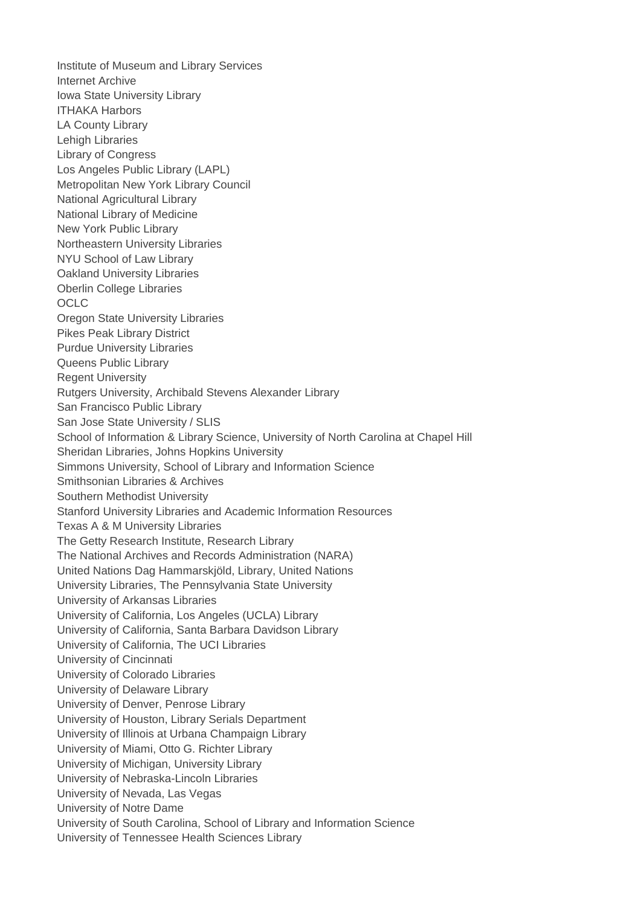Institute of Museum and Library Services
Internet Archive
Iowa State University Library
ITHAKA Harbors
LA County Library
Lehigh Libraries
Library of Congress
Los Angeles Public Library (LAPL)
Metropolitan New York Library Council
National Agricultural Library
National Library of Medicine
New York Public Library
Northeastern University Libraries
NYU School of Law Library
Oakland University Libraries
Oberlin College Libraries
OCLC
Oregon State University Libraries
Pikes Peak Library District
Purdue University Libraries
Queens Public Library
Regent University
Rutgers University, Archibald Stevens Alexander Library
San Francisco Public Library
San Jose State University / SLIS
School of Information & Library Science, University of North Carolina at Chapel Hill
Sheridan Libraries, Johns Hopkins University
Simmons University, School of Library and Information Science
Smithsonian Libraries & Archives
Southern Methodist University
Stanford University Libraries and Academic Information Resources
Texas A & M University Libraries
The Getty Research Institute, Research Library
The National Archives and Records Administration (NARA)
United Nations Dag Hammarskjöld, Library, United Nations
University Libraries, The Pennsylvania State University
University of Arkansas Libraries
University of California, Los Angeles (UCLA) Library
University of California, Santa Barbara Davidson Library
University of California, The UCI Libraries
University of Cincinnati
University of Colorado Libraries
University of Delaware Library
University of Denver, Penrose Library
University of Houston, Library Serials Department
University of Illinois at Urbana Champaign Library
University of Miami, Otto G. Richter Library
University of Michigan, University Library
University of Nebraska-Lincoln Libraries
University of Nevada, Las Vegas
University of Notre Dame
University of South Carolina, School of Library and Information Science
University of Tennessee Health Sciences Library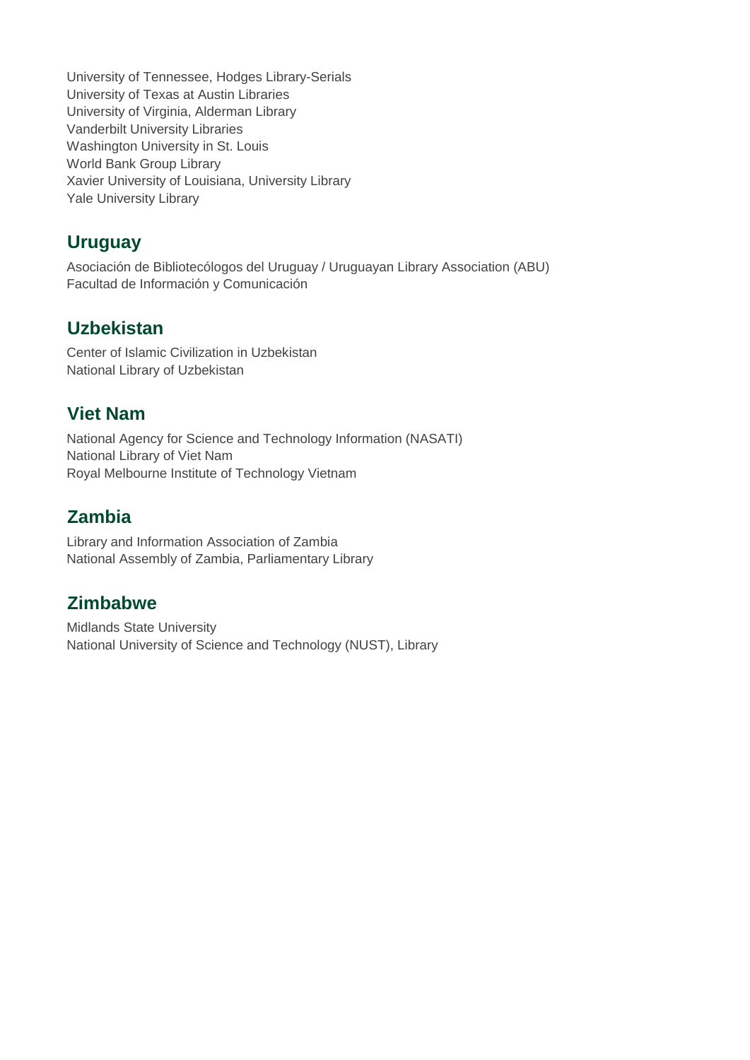University of Tennessee, Hodges Library-Serials
University of Texas at Austin Libraries
University of Virginia, Alderman Library
Vanderbilt University Libraries
Washington University in St. Louis
World Bank Group Library
Xavier University of Louisiana, University Library
Yale University Library

## Uruguay

Asociación de Bibliotecólogos del Uruguay / Uruguayan Library Association (ABU)
Facultad de Información y Comunicación

## Uzbekistan

Center of Islamic Civilization in Uzbekistan
National Library of Uzbekistan

## Viet Nam

National Agency for Science and Technology Information (NASATI)
National Library of Viet Nam
Royal Melbourne Institute of Technology Vietnam

## Zambia

Library and Information Association of Zambia
National Assembly of Zambia, Parliamentary Library

## Zimbabwe

Midlands State University
National University of Science and Technology (NUST), Library